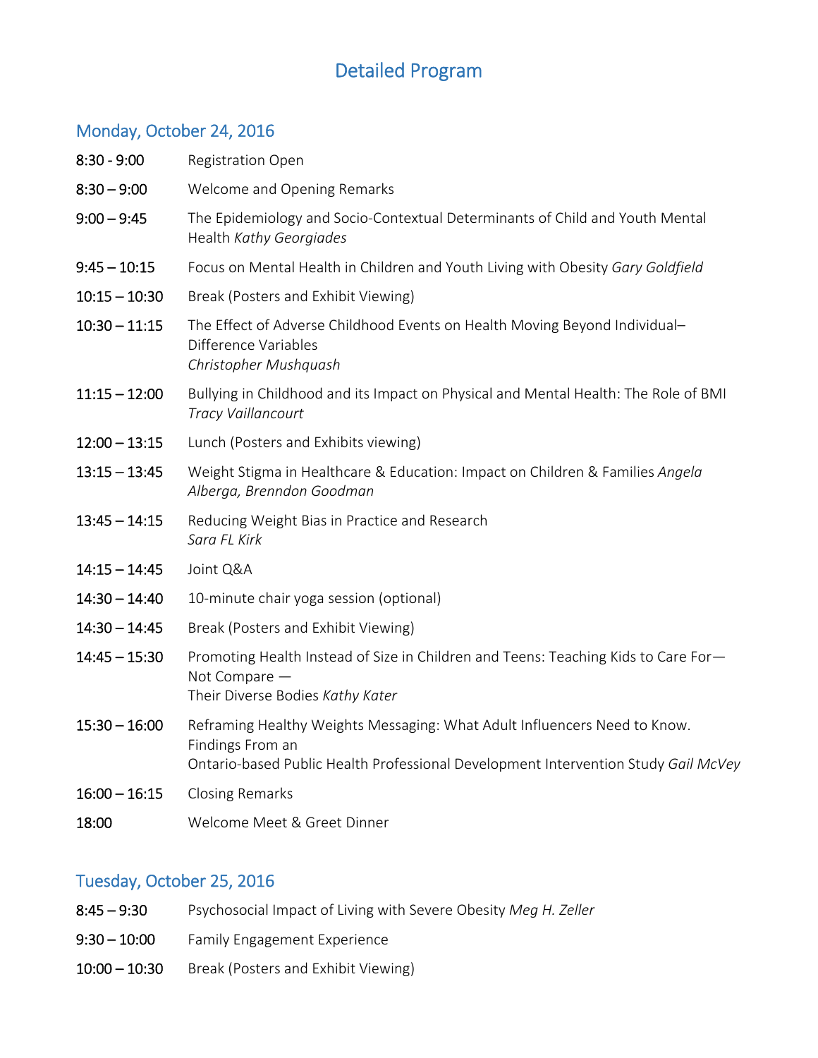# Detailed Program

## Monday, October 24, 2016

| | |
|---|---|
| 8:30 - 9:00 | Registration Open |
| 8:30 – 9:00 | Welcome and Opening Remarks |
| 9:00 – 9:45 | The Epidemiology and Socio-Contextual Determinants of Child and Youth Mental Health *Kathy Georgiades* |
| 9:45 – 10:15 | Focus on Mental Health in Children and Youth Living with Obesity *Gary Goldfield* |
| 10:15 – 10:30 | Break (Posters and Exhibit Viewing) |
| 10:30 – 11:15 | The Effect of Adverse Childhood Events on Health Moving Beyond Individual–Difference Variables *Christopher Mushquash* |
| 11:15 – 12:00 | Bullying in Childhood and its Impact on Physical and Mental Health: The Role of BMI *Tracy Vaillancourt* |
| 12:00 – 13:15 | Lunch (Posters and Exhibits viewing) |
| 13:15 – 13:45 | Weight Stigma in Healthcare & Education: Impact on Children & Families *Angela Alberga, Brenndon Goodman* |
| 13:45 – 14:15 | Reducing Weight Bias in Practice and Research *Sara FL Kirk* |
| 14:15 – 14:45 | Joint Q&A |
| 14:30 – 14:40 | 10-minute chair yoga session (optional) |
| 14:30 – 14:45 | Break (Posters and Exhibit Viewing) |
| 14:45 – 15:30 | Promoting Health Instead of Size in Children and Teens: Teaching Kids to Care For— Not Compare — Their Diverse Bodies *Kathy Kater* |
| 15:30 – 16:00 | Reframing Healthy Weights Messaging: What Adult Influencers Need to Know. Findings From an Ontario-based Public Health Professional Development Intervention Study *Gail McVey* |
| 16:00 – 16:15 | Closing Remarks |
| 18:00 | Welcome Meet & Greet Dinner |

## Tuesday, October 25, 2016

| | |
|---|---|
| 8:45 – 9:30 | Psychosocial Impact of Living with Severe Obesity *Meg H. Zeller* |
| 9:30 – 10:00 | Family Engagement Experience |
| 10:00 – 10:30 | Break (Posters and Exhibit Viewing) |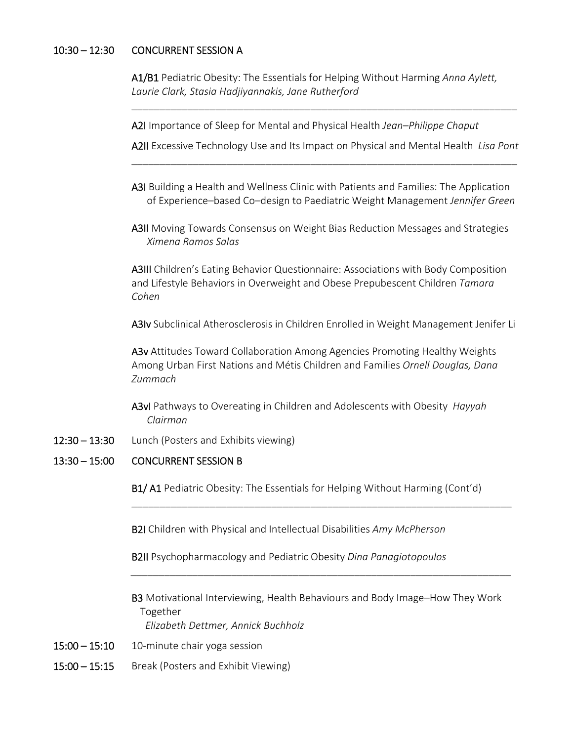**10:30 – 12:30 CONCURRENT SESSION A**

**A1/B1** Pediatric Obesity: The Essentials for Helping Without Harming *Anna Aylett, Laurie Clark, Stasia Hadjiyannakis, Jane Rutherford*

---

**A2I** Importance of Sleep for Mental and Physical Health *Jean–Philippe Chaput*

**A2II** Excessive Technology Use and Its Impact on Physical and Mental Health *Lisa Pont*

---

**A3I** Building a Health and Wellness Clinic with Patients and Families: The Application of Experience–based Co–design to Paediatric Weight Management *Jennifer Green*

**A3II** Moving Towards Consensus on Weight Bias Reduction Messages and Strategies *Ximena Ramos Salas*

**A3III** Children's Eating Behavior Questionnaire: Associations with Body Composition and Lifestyle Behaviors in Overweight and Obese Prepubescent Children *Tamara Cohen*

**A3Iv** Subclinical Atherosclerosis in Children Enrolled in Weight Management Jenifer Li

**A3v** Attitudes Toward Collaboration Among Agencies Promoting Healthy Weights Among Urban First Nations and Métis Children and Families *Ornell Douglas, Dana Zummach*

**A3vI** Pathways to Overeating in Children and Adolescents with Obesity *Hayyah Clairman*

**12:30 – 13:30** Lunch (Posters and Exhibits viewing)

**13:30 – 15:00 CONCURRENT SESSION B**

**B1/ A1** Pediatric Obesity: The Essentials for Helping Without Harming (Cont'd)

---

**B2I** Children with Physical and Intellectual Disabilities *Amy McPherson*

**B2II** Psychopharmacology and Pediatric Obesity *Dina Panagiotopoulos*

---

**B3** Motivational Interviewing, Health Behaviours and Body Image–How They Work Together
*Elizabeth Dettmer, Annick Buchholz*

**15:00 – 15:10** 10-minute chair yoga session

**15:00 – 15:15** Break (Posters and Exhibit Viewing)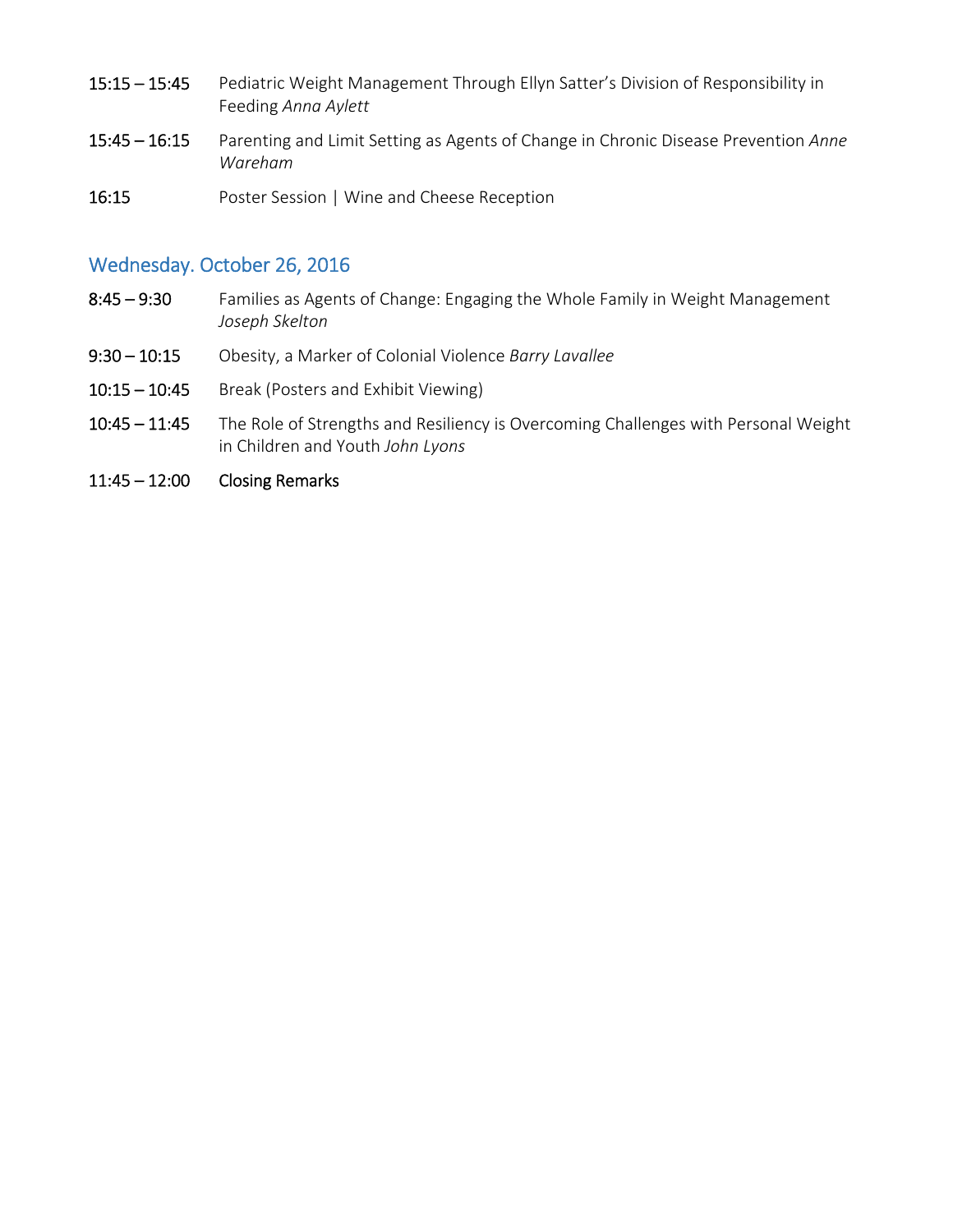15:15 – 15:45 Pediatric Weight Management Through Ellyn Satter's Division of Responsibility in Feeding *Anna Aylett*

15:45 – 16:15 Parenting and Limit Setting as Agents of Change in Chronic Disease Prevention *Anne Wareham*

16:15 Poster Session | Wine and Cheese Reception

## Wednesday. October 26, 2016

8:45 – 9:30 Families as Agents of Change: Engaging the Whole Family in Weight Management *Joseph Skelton*

9:30 – 10:15 Obesity, a Marker of Colonial Violence *Barry Lavallee*

10:15 – 10:45 Break (Posters and Exhibit Viewing)

10:45 – 11:45 The Role of Strengths and Resiliency is Overcoming Challenges with Personal Weight in Children and Youth *John Lyons*

11:45 – 12:00 Closing Remarks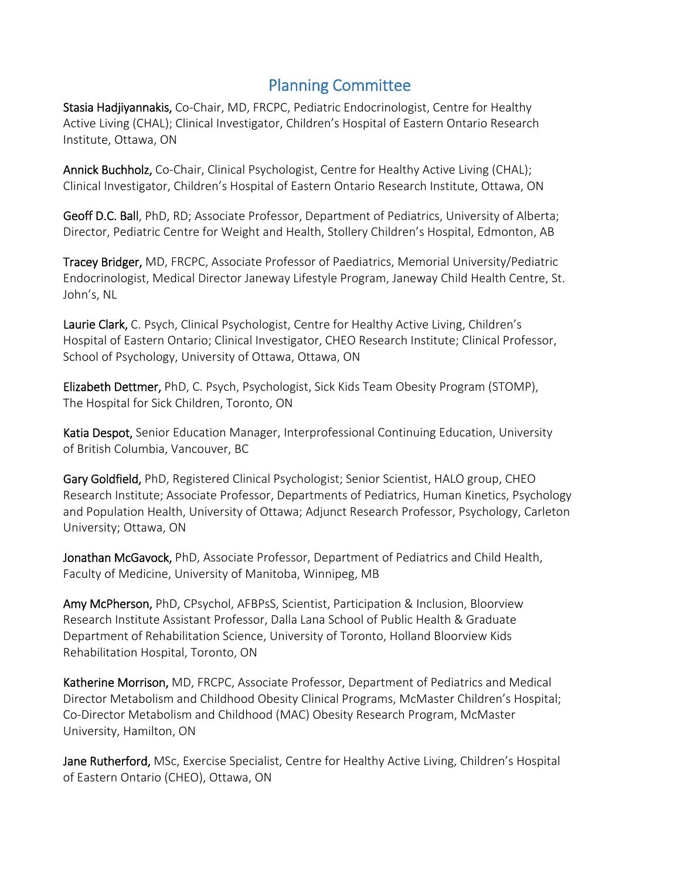## Planning Committee

**Stasia Hadjiyannakis,** Co-Chair, MD, FRCPC, Pediatric Endocrinologist, Centre for Healthy Active Living (CHAL); Clinical Investigator, Children's Hospital of Eastern Ontario Research Institute, Ottawa, ON

**Annick Buchholz,** Co-Chair, Clinical Psychologist, Centre for Healthy Active Living (CHAL); Clinical Investigator, Children's Hospital of Eastern Ontario Research Institute, Ottawa, ON

**Geoff D.C. Ball**, PhD, RD; Associate Professor, Department of Pediatrics, University of Alberta; Director, Pediatric Centre for Weight and Health, Stollery Children's Hospital, Edmonton, AB

**Tracey Bridger,** MD, FRCPC, Associate Professor of Paediatrics, Memorial University/Pediatric Endocrinologist, Medical Director Janeway Lifestyle Program, Janeway Child Health Centre, St. John's, NL

**Laurie Clark,** C. Psych, Clinical Psychologist, Centre for Healthy Active Living, Children's Hospital of Eastern Ontario; Clinical Investigator, CHEO Research Institute; Clinical Professor, School of Psychology, University of Ottawa, Ottawa, ON

**Elizabeth Dettmer,** PhD, C. Psych, Psychologist, Sick Kids Team Obesity Program (STOMP), The Hospital for Sick Children, Toronto, ON

**Katia Despot,** Senior Education Manager, Interprofessional Continuing Education, University of British Columbia, Vancouver, BC

**Gary Goldfield,** PhD, Registered Clinical Psychologist; Senior Scientist, HALO group, CHEO Research Institute; Associate Professor, Departments of Pediatrics, Human Kinetics, Psychology and Population Health, University of Ottawa; Adjunct Research Professor, Psychology, Carleton University; Ottawa, ON

**Jonathan McGavock,** PhD, Associate Professor, Department of Pediatrics and Child Health, Faculty of Medicine, University of Manitoba, Winnipeg, MB

**Amy McPherson,** PhD, CPsychol, AFBPsS, Scientist, Participation & Inclusion, Bloorview Research Institute Assistant Professor, Dalla Lana School of Public Health & Graduate Department of Rehabilitation Science, University of Toronto, Holland Bloorview Kids Rehabilitation Hospital, Toronto, ON

**Katherine Morrison,** MD, FRCPC, Associate Professor, Department of Pediatrics and Medical Director Metabolism and Childhood Obesity Clinical Programs, McMaster Children's Hospital; Co-Director Metabolism and Childhood (MAC) Obesity Research Program, McMaster University, Hamilton, ON

**Jane Rutherford,** MSc, Exercise Specialist, Centre for Healthy Active Living, Children's Hospital of Eastern Ontario (CHEO), Ottawa, ON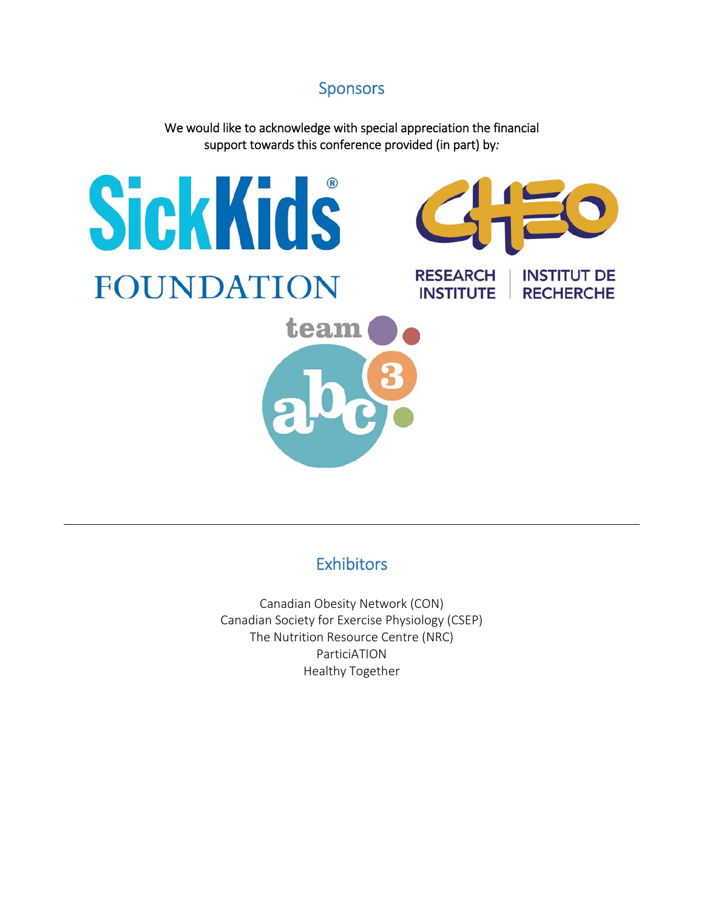## Sponsors

We would like to acknowledge with special appreciation the financial support towards this conference provided (in part) by:

SickKids® FOUNDATION

CHEO RESEARCH INSTITUTE | INSTITUT DE RECHERCHE

team abc3

---

## Exhibitors

Canadian Obesity Network (CON)
Canadian Society for Exercise Physiology (CSEP)
The Nutrition Resource Centre (NRC)
ParticiACTION
Healthy Together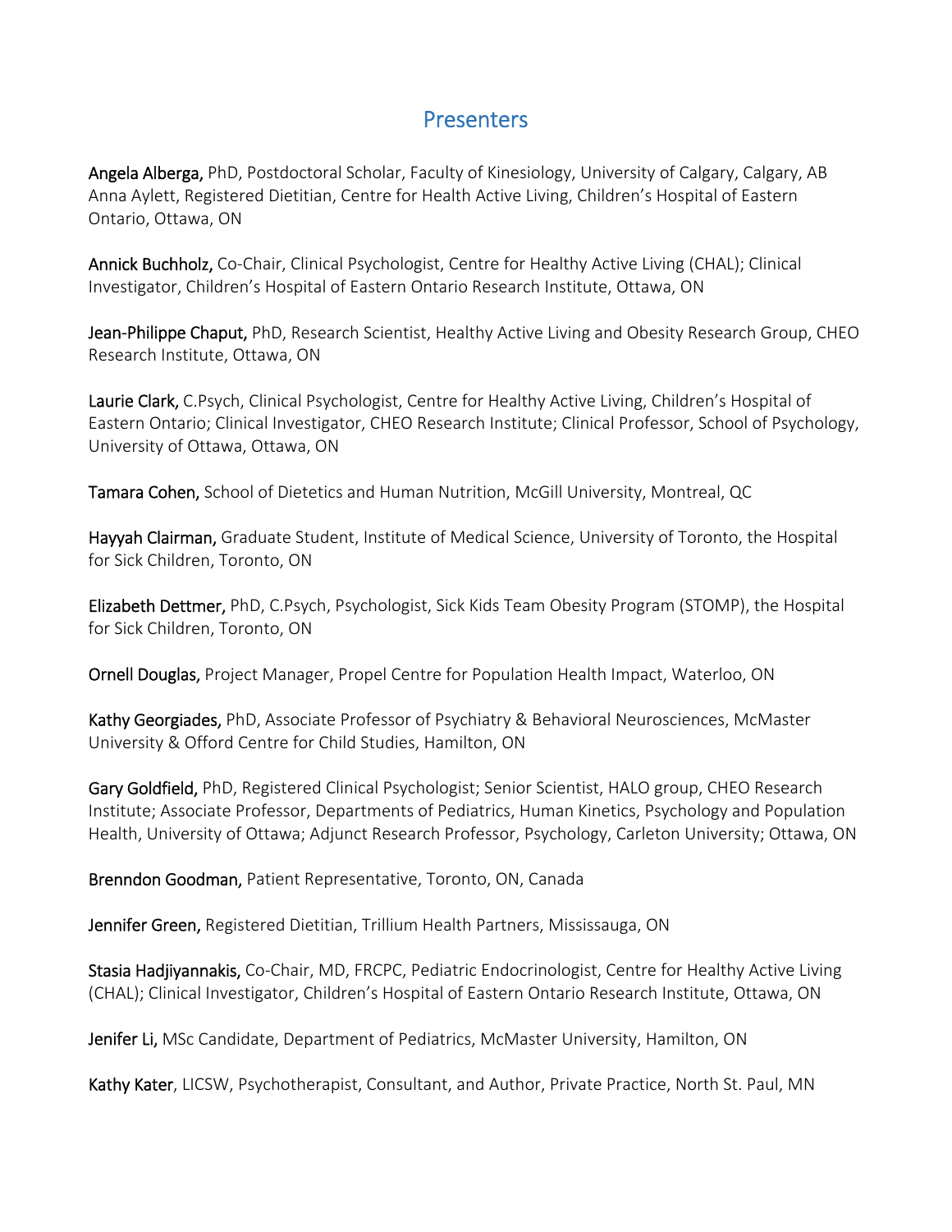# Presenters

Angela Alberga, PhD, Postdoctoral Scholar, Faculty of Kinesiology, University of Calgary, Calgary, AB
Anna Aylett, Registered Dietitian, Centre for Health Active Living, Children's Hospital of Eastern Ontario, Ottawa, ON

Annick Buchholz, Co-Chair, Clinical Psychologist, Centre for Healthy Active Living (CHAL); Clinical Investigator, Children's Hospital of Eastern Ontario Research Institute, Ottawa, ON

Jean-Philippe Chaput, PhD, Research Scientist, Healthy Active Living and Obesity Research Group, CHEO Research Institute, Ottawa, ON

Laurie Clark, C.Psych, Clinical Psychologist, Centre for Healthy Active Living, Children's Hospital of Eastern Ontario; Clinical Investigator, CHEO Research Institute; Clinical Professor, School of Psychology, University of Ottawa, Ottawa, ON

Tamara Cohen, School of Dietetics and Human Nutrition, McGill University, Montreal, QC

Hayyah Clairman, Graduate Student, Institute of Medical Science, University of Toronto, the Hospital for Sick Children, Toronto, ON

Elizabeth Dettmer, PhD, C.Psych, Psychologist, Sick Kids Team Obesity Program (STOMP), the Hospital for Sick Children, Toronto, ON

Ornell Douglas, Project Manager, Propel Centre for Population Health Impact, Waterloo, ON

Kathy Georgiades, PhD, Associate Professor of Psychiatry & Behavioral Neurosciences, McMaster University & Offord Centre for Child Studies, Hamilton, ON

Gary Goldfield, PhD, Registered Clinical Psychologist; Senior Scientist, HALO group, CHEO Research Institute; Associate Professor, Departments of Pediatrics, Human Kinetics, Psychology and Population Health, University of Ottawa; Adjunct Research Professor, Psychology, Carleton University; Ottawa, ON

Brenndon Goodman, Patient Representative, Toronto, ON, Canada

Jennifer Green, Registered Dietitian, Trillium Health Partners, Mississauga, ON

Stasia Hadjiyannakis, Co-Chair, MD, FRCPC, Pediatric Endocrinologist, Centre for Healthy Active Living (CHAL); Clinical Investigator, Children's Hospital of Eastern Ontario Research Institute, Ottawa, ON

Jenifer Li, MSc Candidate, Department of Pediatrics, McMaster University, Hamilton, ON

Kathy Kater, LICSW, Psychotherapist, Consultant, and Author, Private Practice, North St. Paul, MN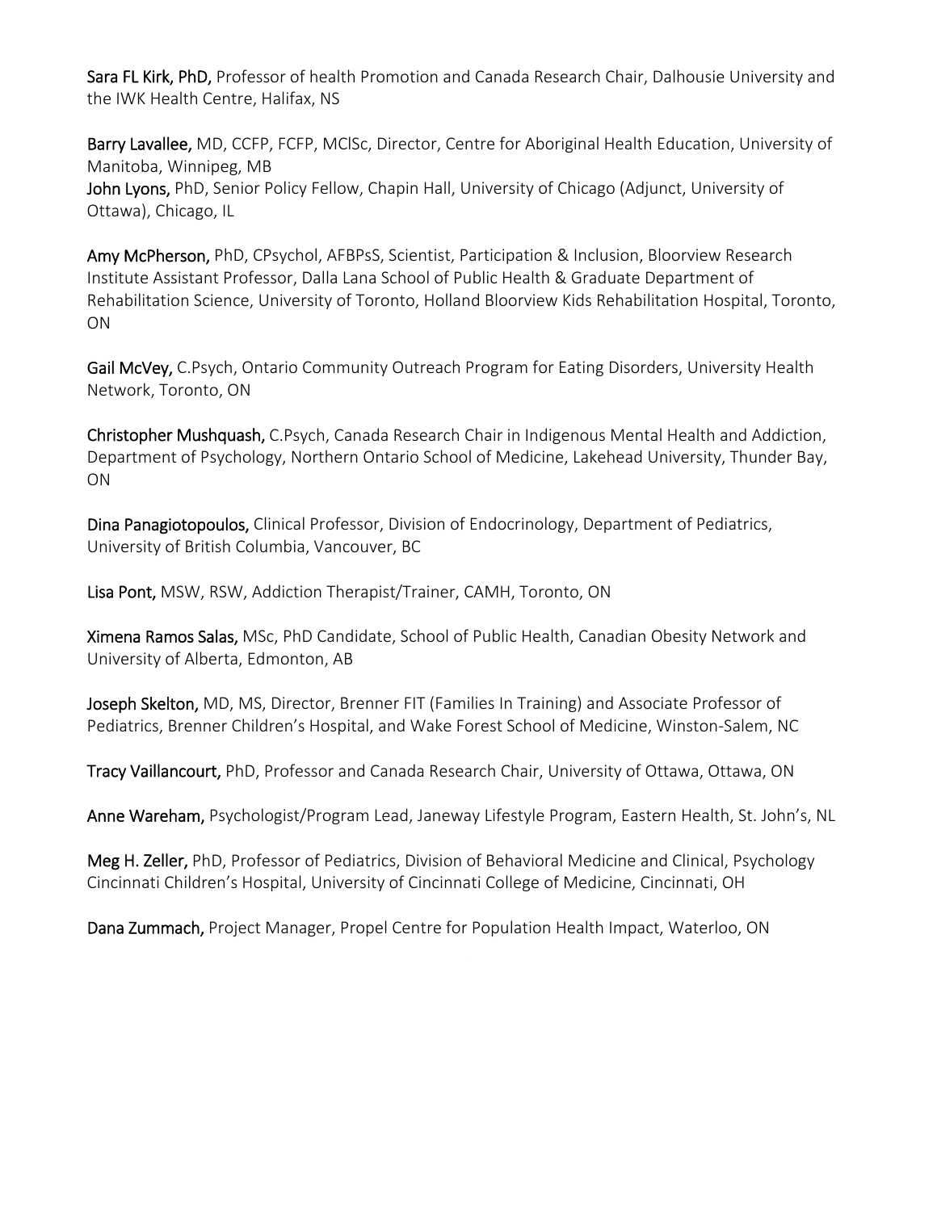**Sara FL Kirk, PhD,** Professor of health Promotion and Canada Research Chair, Dalhousie University and the IWK Health Centre, Halifax, NS

**Barry Lavallee,** MD, CCFP, FCFP, MClSc, Director, Centre for Aboriginal Health Education, University of Manitoba, Winnipeg, MB
**John Lyons,** PhD, Senior Policy Fellow, Chapin Hall, University of Chicago (Adjunct, University of Ottawa), Chicago, IL

**Amy McPherson,** PhD, CPsychol, AFBPsS, Scientist, Participation & Inclusion, Bloorview Research Institute Assistant Professor, Dalla Lana School of Public Health & Graduate Department of Rehabilitation Science, University of Toronto, Holland Bloorview Kids Rehabilitation Hospital, Toronto, ON

**Gail McVey,** C.Psych, Ontario Community Outreach Program for Eating Disorders, University Health Network, Toronto, ON

**Christopher Mushquash,** C.Psych, Canada Research Chair in Indigenous Mental Health and Addiction, Department of Psychology, Northern Ontario School of Medicine, Lakehead University, Thunder Bay, ON

**Dina Panagiotopoulos,** Clinical Professor, Division of Endocrinology, Department of Pediatrics, University of British Columbia, Vancouver, BC

**Lisa Pont,** MSW, RSW, Addiction Therapist/Trainer, CAMH, Toronto, ON

**Ximena Ramos Salas,** MSc, PhD Candidate, School of Public Health, Canadian Obesity Network and University of Alberta, Edmonton, AB

**Joseph Skelton,** MD, MS, Director, Brenner FIT (Families In Training) and Associate Professor of Pediatrics, Brenner Children's Hospital, and Wake Forest School of Medicine, Winston-Salem, NC

**Tracy Vaillancourt,** PhD, Professor and Canada Research Chair, University of Ottawa, Ottawa, ON

**Anne Wareham,** Psychologist/Program Lead, Janeway Lifestyle Program, Eastern Health, St. John's, NL

**Meg H. Zeller,** PhD, Professor of Pediatrics, Division of Behavioral Medicine and Clinical, Psychology Cincinnati Children's Hospital, University of Cincinnati College of Medicine, Cincinnati, OH

**Dana Zummach,** Project Manager, Propel Centre for Population Health Impact, Waterloo, ON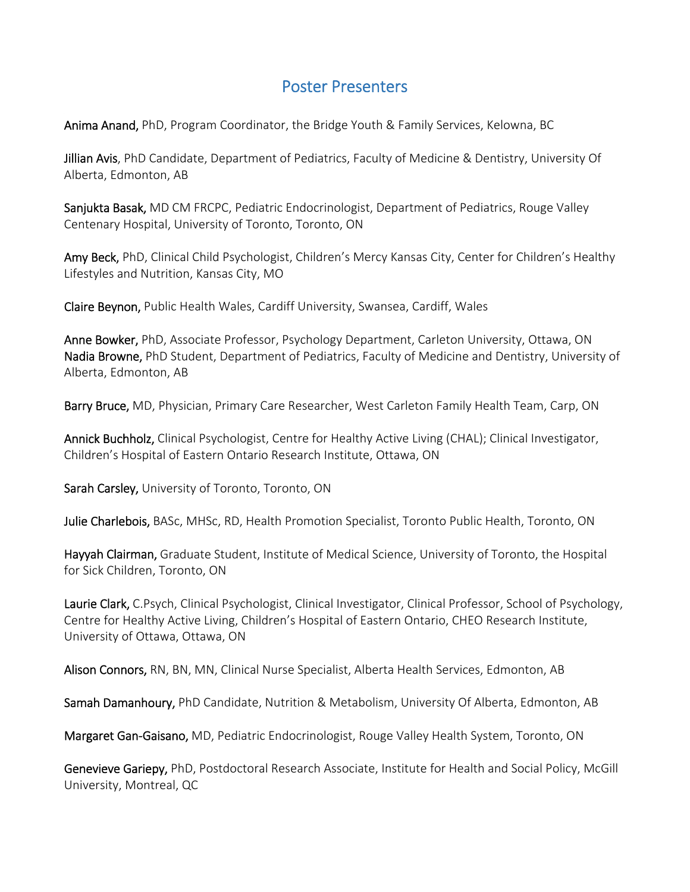## Poster Presenters

**Anima Anand,** PhD, Program Coordinator, the Bridge Youth & Family Services, Kelowna, BC

**Jillian Avis**, PhD Candidate, Department of Pediatrics, Faculty of Medicine & Dentistry, University Of Alberta, Edmonton, AB

**Sanjukta Basak,** MD CM FRCPC, Pediatric Endocrinologist, Department of Pediatrics, Rouge Valley Centenary Hospital, University of Toronto, Toronto, ON

**Amy Beck,** PhD, Clinical Child Psychologist, Children's Mercy Kansas City, Center for Children's Healthy Lifestyles and Nutrition, Kansas City, MO

**Claire Beynon,** Public Health Wales, Cardiff University, Swansea, Cardiff, Wales

**Anne Bowker,** PhD, Associate Professor, Psychology Department, Carleton University, Ottawa, ON

**Nadia Browne,** PhD Student, Department of Pediatrics, Faculty of Medicine and Dentistry, University of Alberta, Edmonton, AB

**Barry Bruce,** MD, Physician, Primary Care Researcher, West Carleton Family Health Team, Carp, ON

**Annick Buchholz,** Clinical Psychologist, Centre for Healthy Active Living (CHAL); Clinical Investigator, Children's Hospital of Eastern Ontario Research Institute, Ottawa, ON

**Sarah Carsley,** University of Toronto, Toronto, ON

**Julie Charlebois,** BASc, MHSc, RD, Health Promotion Specialist, Toronto Public Health, Toronto, ON

**Hayyah Clairman,** Graduate Student, Institute of Medical Science, University of Toronto, the Hospital for Sick Children, Toronto, ON

**Laurie Clark,** C.Psych, Clinical Psychologist, Clinical Investigator, Clinical Professor, School of Psychology, Centre for Healthy Active Living, Children's Hospital of Eastern Ontario, CHEO Research Institute, University of Ottawa, Ottawa, ON

**Alison Connors,** RN, BN, MN, Clinical Nurse Specialist, Alberta Health Services, Edmonton, AB

**Samah Damanhoury,** PhD Candidate, Nutrition & Metabolism, University Of Alberta, Edmonton, AB

**Margaret Gan-Gaisano,** MD, Pediatric Endocrinologist, Rouge Valley Health System, Toronto, ON

**Genevieve Gariepy,** PhD, Postdoctoral Research Associate, Institute for Health and Social Policy, McGill University, Montreal, QC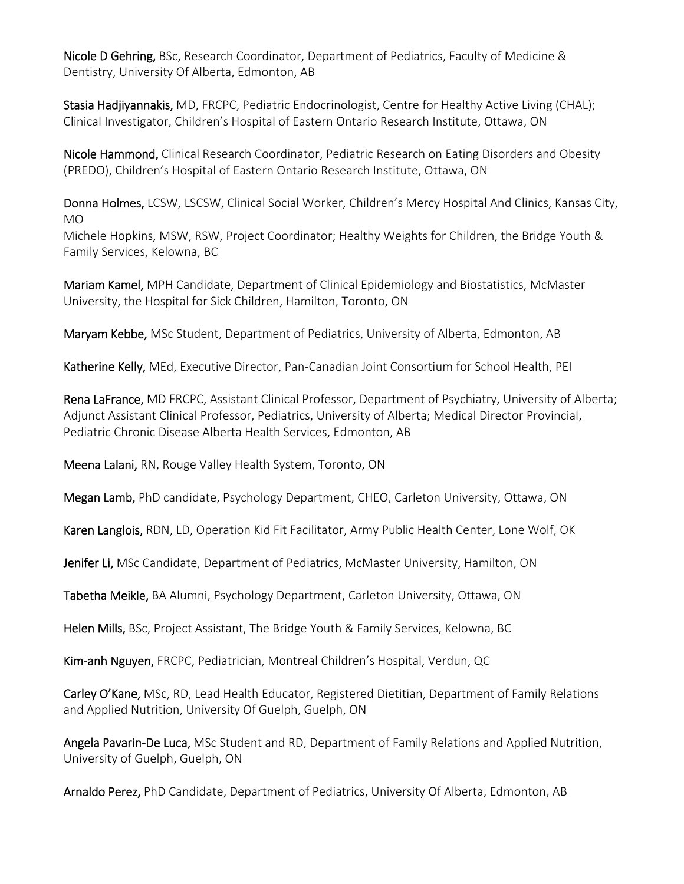**Nicole D Gehring,** BSc, Research Coordinator, Department of Pediatrics, Faculty of Medicine & Dentistry, University Of Alberta, Edmonton, AB

**Stasia Hadjiyannakis,** MD, FRCPC, Pediatric Endocrinologist, Centre for Healthy Active Living (CHAL); Clinical Investigator, Children's Hospital of Eastern Ontario Research Institute, Ottawa, ON

**Nicole Hammond,** Clinical Research Coordinator, Pediatric Research on Eating Disorders and Obesity (PREDO), Children's Hospital of Eastern Ontario Research Institute, Ottawa, ON

**Donna Holmes,** LCSW, LSCSW, Clinical Social Worker, Children's Mercy Hospital And Clinics, Kansas City, MO
Michele Hopkins, MSW, RSW, Project Coordinator; Healthy Weights for Children, the Bridge Youth & Family Services, Kelowna, BC

**Mariam Kamel,** MPH Candidate, Department of Clinical Epidemiology and Biostatistics, McMaster University, the Hospital for Sick Children, Hamilton, Toronto, ON

**Maryam Kebbe,** MSc Student, Department of Pediatrics, University of Alberta, Edmonton, AB

**Katherine Kelly,** MEd, Executive Director, Pan-Canadian Joint Consortium for School Health, PEI

**Rena LaFrance,** MD FRCPC, Assistant Clinical Professor, Department of Psychiatry, University of Alberta; Adjunct Assistant Clinical Professor, Pediatrics, University of Alberta; Medical Director Provincial, Pediatric Chronic Disease Alberta Health Services, Edmonton, AB

**Meena Lalani,** RN, Rouge Valley Health System, Toronto, ON

**Megan Lamb,** PhD candidate, Psychology Department, CHEO, Carleton University, Ottawa, ON

**Karen Langlois,** RDN, LD, Operation Kid Fit Facilitator, Army Public Health Center, Lone Wolf, OK

**Jenifer Li,** MSc Candidate, Department of Pediatrics, McMaster University, Hamilton, ON

**Tabetha Meikle,** BA Alumni, Psychology Department, Carleton University, Ottawa, ON

**Helen Mills,** BSc, Project Assistant, The Bridge Youth & Family Services, Kelowna, BC

**Kim-anh Nguyen,** FRCPC, Pediatrician, Montreal Children's Hospital, Verdun, QC

**Carley O'Kane,** MSc, RD, Lead Health Educator, Registered Dietitian, Department of Family Relations and Applied Nutrition, University Of Guelph, Guelph, ON

**Angela Pavarin-De Luca,** MSc Student and RD, Department of Family Relations and Applied Nutrition, University of Guelph, Guelph, ON

**Arnaldo Perez,** PhD Candidate, Department of Pediatrics, University Of Alberta, Edmonton, AB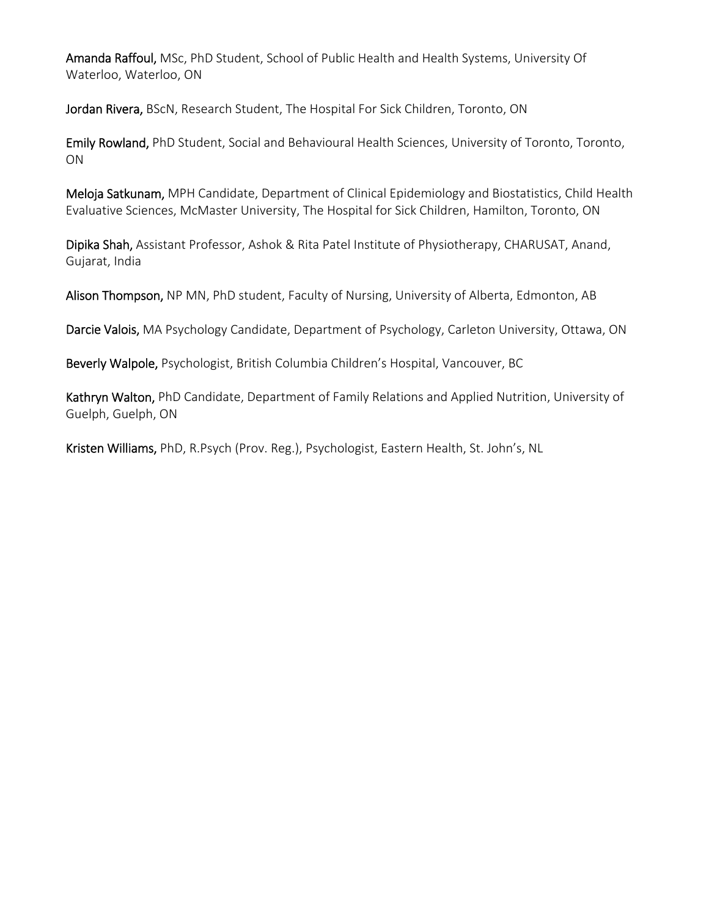**Amanda Raffoul,** MSc, PhD Student, School of Public Health and Health Systems, University Of Waterloo, Waterloo, ON

**Jordan Rivera,** BScN, Research Student, The Hospital For Sick Children, Toronto, ON

**Emily Rowland,** PhD Student, Social and Behavioural Health Sciences, University of Toronto, Toronto, ON

**Meloja Satkunam,** MPH Candidate, Department of Clinical Epidemiology and Biostatistics, Child Health Evaluative Sciences, McMaster University, The Hospital for Sick Children, Hamilton, Toronto, ON

**Dipika Shah,** Assistant Professor, Ashok & Rita Patel Institute of Physiotherapy, CHARUSAT, Anand, Gujarat, India

**Alison Thompson,** NP MN, PhD student, Faculty of Nursing, University of Alberta, Edmonton, AB

**Darcie Valois,** MA Psychology Candidate, Department of Psychology, Carleton University, Ottawa, ON

**Beverly Walpole,** Psychologist, British Columbia Children's Hospital, Vancouver, BC

**Kathryn Walton,** PhD Candidate, Department of Family Relations and Applied Nutrition, University of Guelph, Guelph, ON

**Kristen Williams,** PhD, R.Psych (Prov. Reg.), Psychologist, Eastern Health, St. John's, NL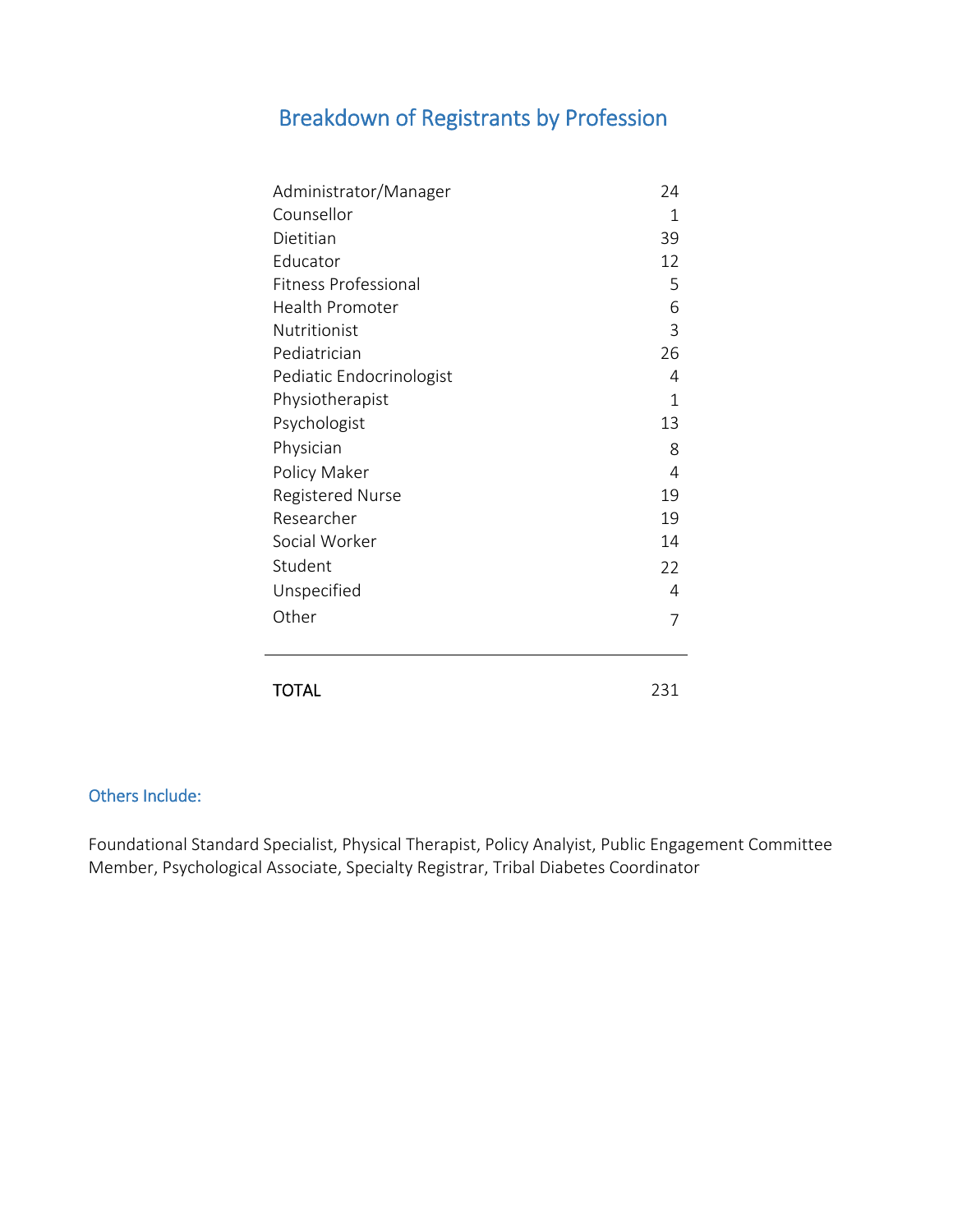## Breakdown of Registrants by Profession

| Profession | Count |
|---|---|
| Administrator/Manager | 24 |
| Counsellor | 1 |
| Dietitian | 39 |
| Educator | 12 |
| Fitness Professional | 5 |
| Health Promoter | 6 |
| Nutritionist | 3 |
| Pediatrician | 26 |
| Pediatic Endocrinologist | 4 |
| Physiotherapist | 1 |
| Psychologist | 13 |
| Physician | 8 |
| Policy Maker | 4 |
| Registered Nurse | 19 |
| Researcher | 19 |
| Social Worker | 14 |
| Student | 22 |
| Unspecified | 4 |
| Other | 7 |
| **TOTAL** | 231 |

### Others Include:

Foundational Standard Specialist, Physical Therapist, Policy Analyist, Public Engagement Committee Member, Psychological Associate, Specialty Registrar, Tribal Diabetes Coordinator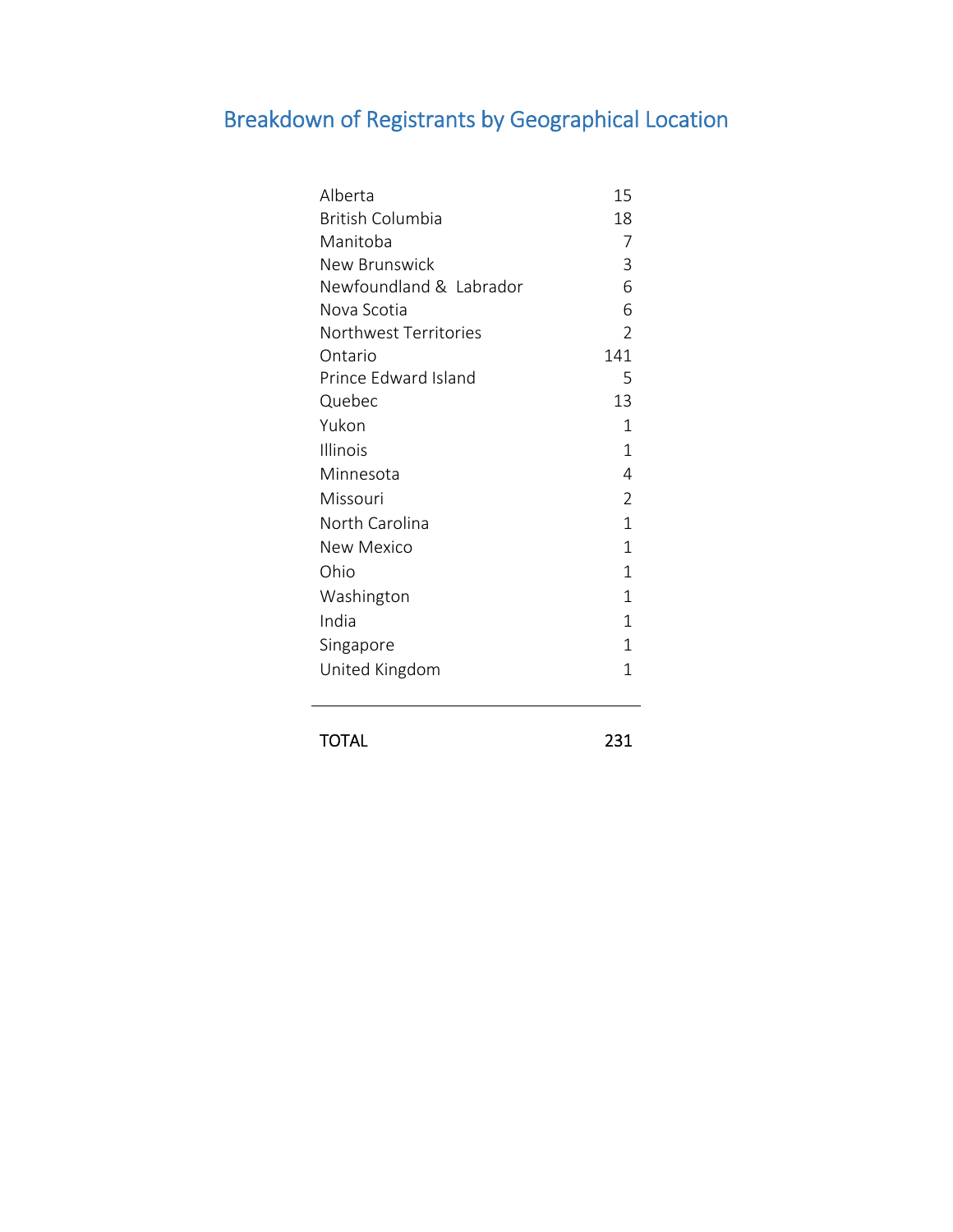## Breakdown of Registrants by Geographical Location

| Location | Count |
| --- | --- |
| Alberta | 15 |
| British Columbia | 18 |
| Manitoba | 7 |
| New Brunswick | 3 |
| Newfoundland & Labrador | 6 |
| Nova Scotia | 6 |
| Northwest Territories | 2 |
| Ontario | 141 |
| Prince Edward Island | 5 |
| Quebec | 13 |
| Yukon | 1 |
| Illinois | 1 |
| Minnesota | 4 |
| Missouri | 2 |
| North Carolina | 1 |
| New Mexico | 1 |
| Ohio | 1 |
| Washington | 1 |
| India | 1 |
| Singapore | 1 |
| United Kingdom | 1 |
| TOTAL | 231 |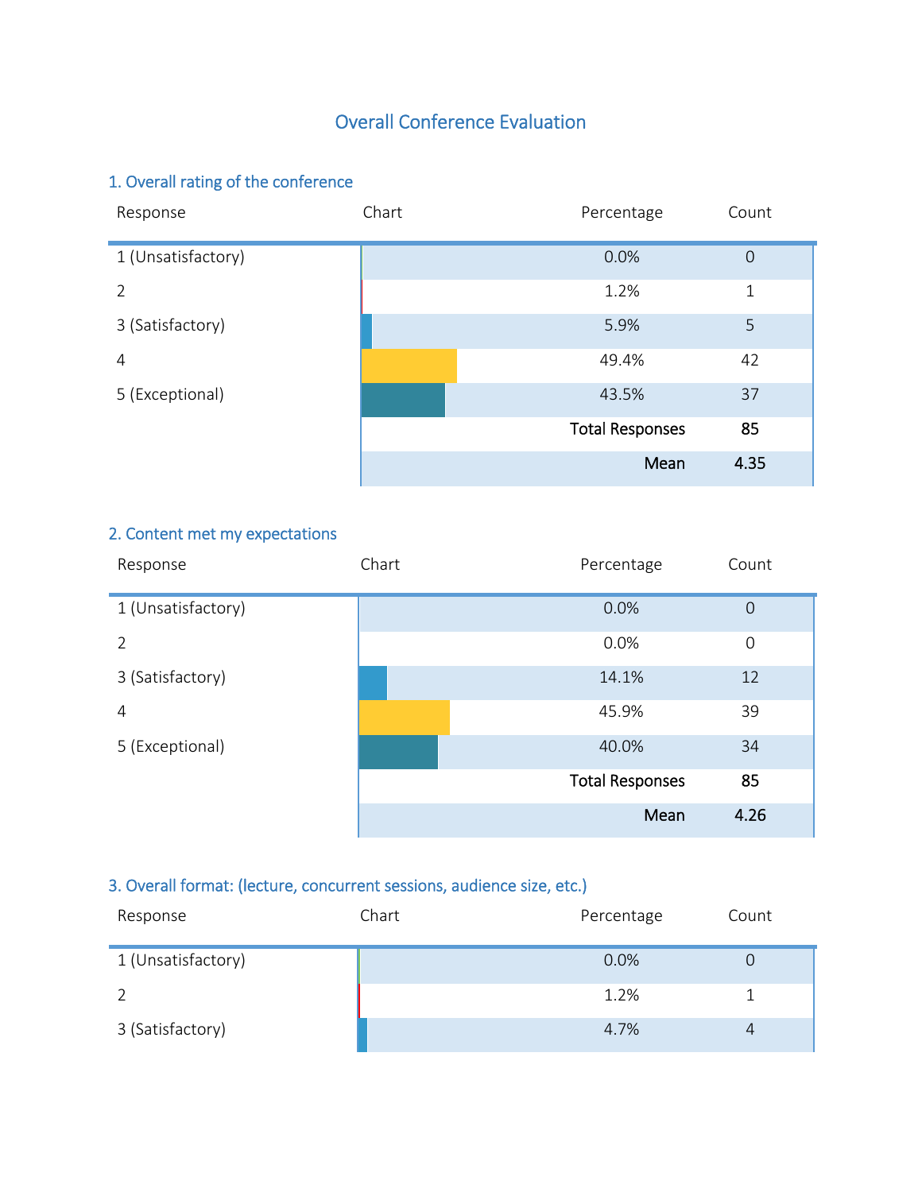# Overall Conference Evaluation

## 1. Overall rating of the conference

| Response | Chart | Percentage | Count |
|---|---|---|---|
| 1 (Unsatisfactory) | | 0.0% | 0 |
| 2 | | 1.2% | 1 |
| 3 (Satisfactory) | | 5.9% | 5 |
| 4 | | 49.4% | 42 |
| 5 (Exceptional) | | 43.5% | 37 |
| | | **Total Responses** | **85** |
| | | **Mean** | **4.35** |

## 2. Content met my expectations

| Response | Chart | Percentage | Count |
|---|---|---|---|
| 1 (Unsatisfactory) | | 0.0% | 0 |
| 2 | | 0.0% | 0 |
| 3 (Satisfactory) | | 14.1% | 12 |
| 4 | | 45.9% | 39 |
| 5 (Exceptional) | | 40.0% | 34 |
| | | **Total Responses** | **85** |
| | | **Mean** | **4.26** |

## 3. Overall format: (lecture, concurrent sessions, audience size, etc.)

| Response | Chart | Percentage | Count |
|---|---|---|---|
| 1 (Unsatisfactory) | | 0.0% | 0 |
| 2 | | 1.2% | 1 |
| 3 (Satisfactory) | | 4.7% | 4 |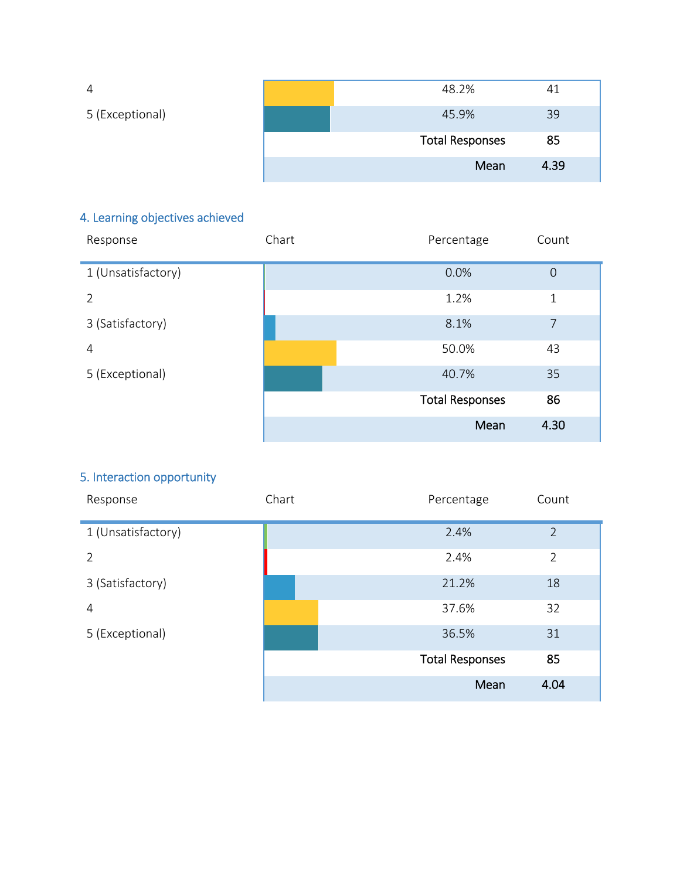| Response | Chart | Percentage | Count |
|---|---|---|---|
| 4 | | 48.2% | 41 |
| 5 (Exceptional) | | 45.9% | 39 |
| | | **Total Responses** | **85** |
| | | **Mean** | **4.39** |

### 4. Learning objectives achieved

| Response | Chart | Percentage | Count |
|---|---|---|---|
| 1 (Unsatisfactory) | | 0.0% | 0 |
| 2 | | 1.2% | 1 |
| 3 (Satisfactory) | | 8.1% | 7 |
| 4 | | 50.0% | 43 |
| 5 (Exceptional) | | 40.7% | 35 |
| | | **Total Responses** | **86** |
| | | **Mean** | **4.30** |

### 5. Interaction opportunity

| Response | Chart | Percentage | Count |
|---|---|---|---|
| 1 (Unsatisfactory) | | 2.4% | 2 |
| 2 | | 2.4% | 2 |
| 3 (Satisfactory) | | 21.2% | 18 |
| 4 | | 37.6% | 32 |
| 5 (Exceptional) | | 36.5% | 31 |
| | | **Total Responses** | **85** |
| | | **Mean** | **4.04** |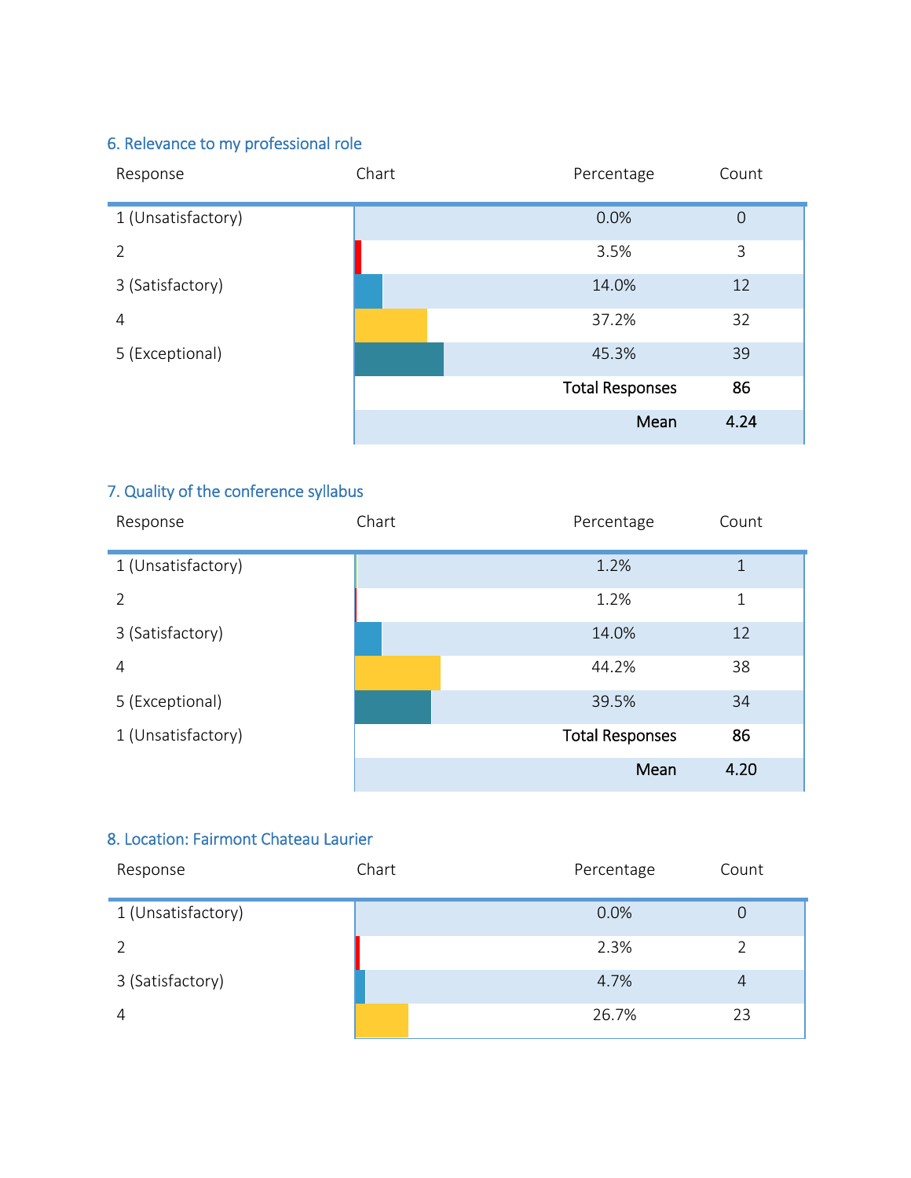### 6. Relevance to my professional role

| Response | Chart | Percentage | Count |
|---|---|---|---|
| 1 (Unsatisfactory) | | 0.0% | 0 |
| 2 | | 3.5% | 3 |
| 3 (Satisfactory) | | 14.0% | 12 |
| 4 | | 37.2% | 32 |
| 5 (Exceptional) | | 45.3% | 39 |
| | | **Total Responses** | **86** |
| | | **Mean** | **4.24** |

### 7. Quality of the conference syllabus

| Response | Chart | Percentage | Count |
|---|---|---|---|
| 1 (Unsatisfactory) | | 1.2% | 1 |
| 2 | | 1.2% | 1 |
| 3 (Satisfactory) | | 14.0% | 12 |
| 4 | | 44.2% | 38 |
| 5 (Exceptional) | | 39.5% | 34 |
| 1 (Unsatisfactory) | | **Total Responses** | **86** |
| | | **Mean** | **4.20** |

### 8. Location: Fairmont Chateau Laurier

| Response | Chart | Percentage | Count |
|---|---|---|---|
| 1 (Unsatisfactory) | | 0.0% | 0 |
| 2 | | 2.3% | 2 |
| 3 (Satisfactory) | | 4.7% | 4 |
| 4 | | 26.7% | 23 |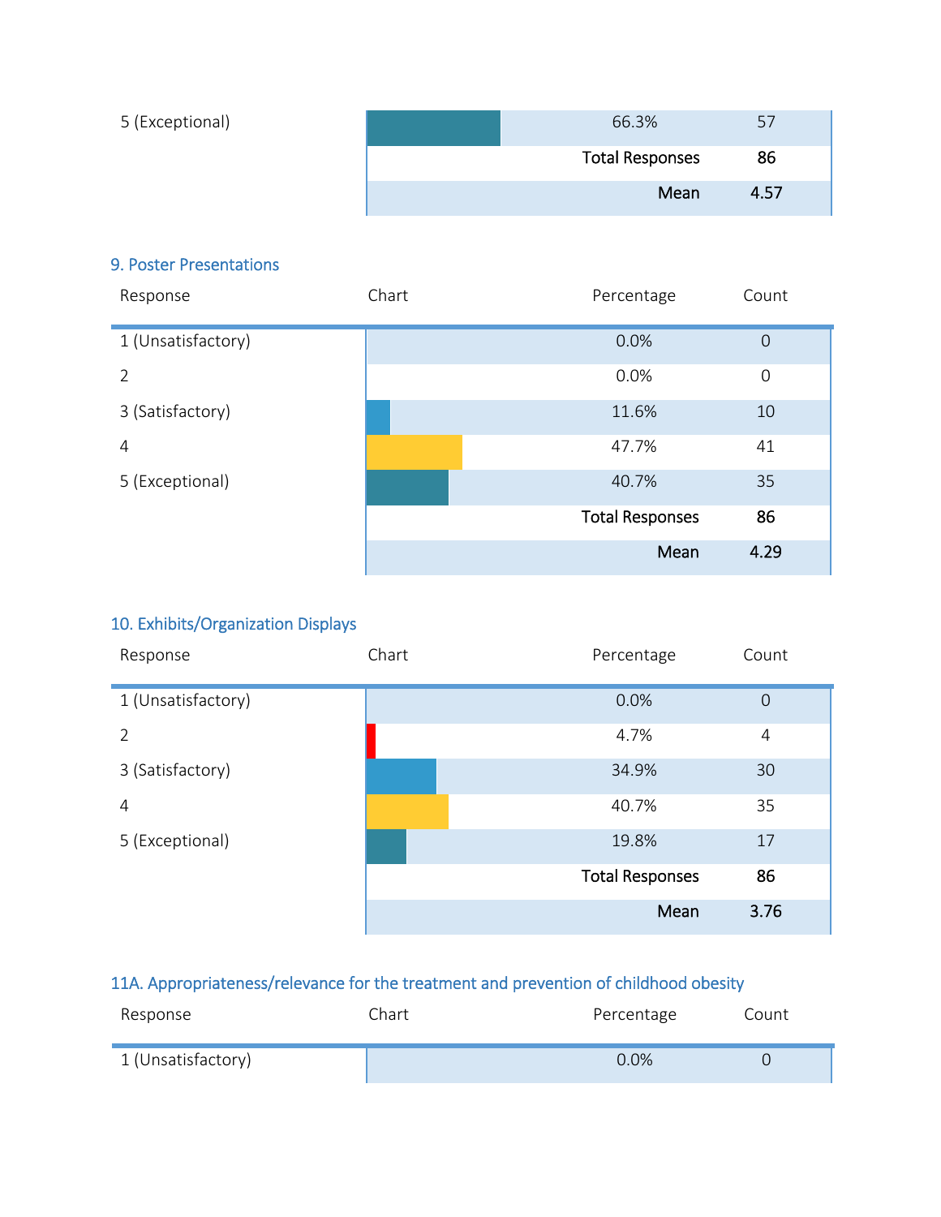| Response | Chart | Percentage | Count |
|---|---|---|---|
| 5 (Exceptional) | | 66.3% | 57 |
| | | Total Responses | 86 |
| | | Mean | 4.57 |

### 9. Poster Presentations

| Response | Chart | Percentage | Count |
|---|---|---|---|
| 1 (Unsatisfactory) | | 0.0% | 0 |
| 2 | | 0.0% | 0 |
| 3 (Satisfactory) | | 11.6% | 10 |
| 4 | | 47.7% | 41 |
| 5 (Exceptional) | | 40.7% | 35 |
| | | Total Responses | 86 |
| | | Mean | 4.29 |

### 10. Exhibits/Organization Displays

| Response | Chart | Percentage | Count |
|---|---|---|---|
| 1 (Unsatisfactory) | | 0.0% | 0 |
| 2 | | 4.7% | 4 |
| 3 (Satisfactory) | | 34.9% | 30 |
| 4 | | 40.7% | 35 |
| 5 (Exceptional) | | 19.8% | 17 |
| | | Total Responses | 86 |
| | | Mean | 3.76 |

### 11A. Appropriateness/relevance for the treatment and prevention of childhood obesity

| Response | Chart | Percentage | Count |
|---|---|---|---|
| 1 (Unsatisfactory) | | 0.0% | 0 |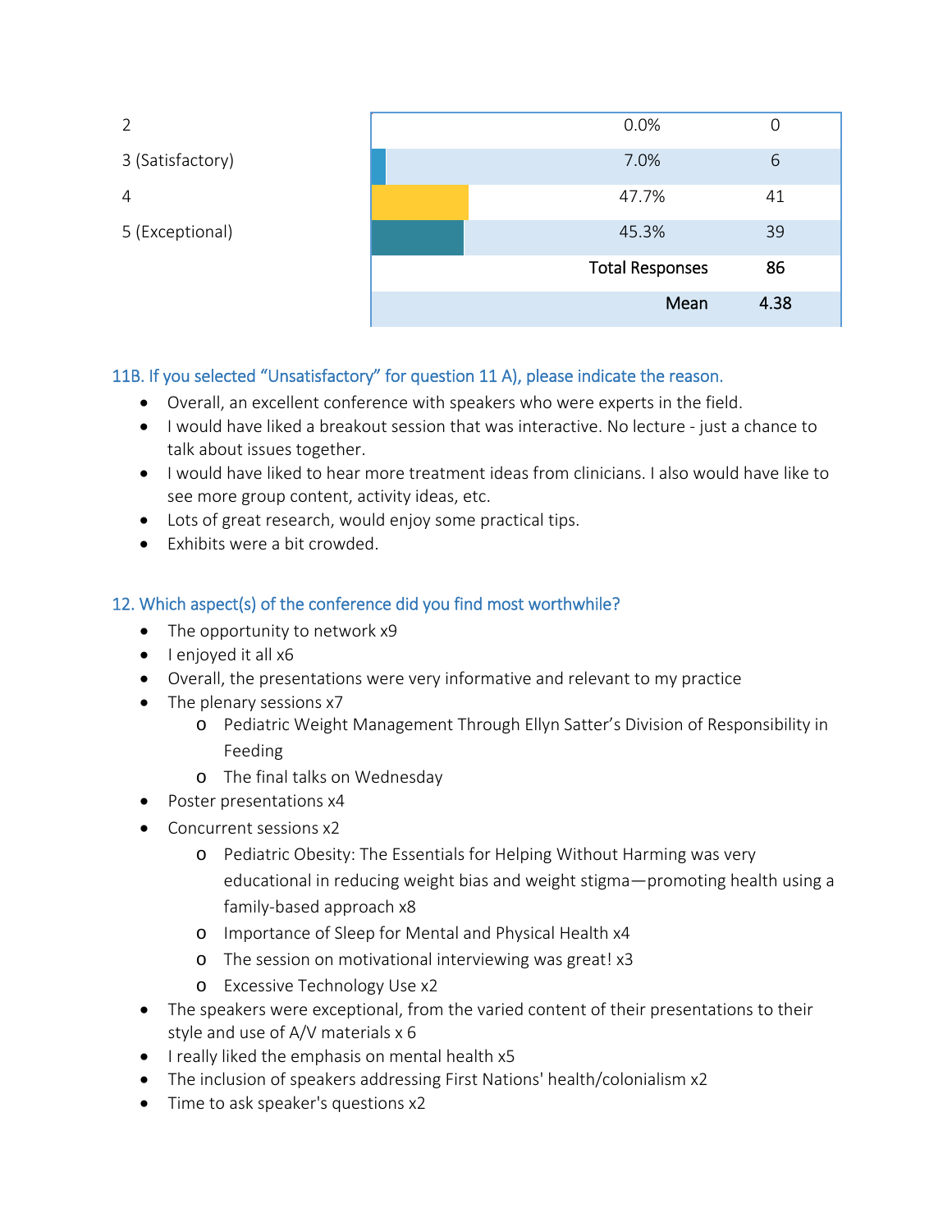| | | Response Percent | Response Count |
|---|---|---|---|
| 2 | | 0.0% | 0 |
| 3 (Satisfactory) | | 7.0% | 6 |
| 4 | | 47.7% | 41 |
| 5 (Exceptional) | | 45.3% | 39 |
| | | **Total Responses** | **86** |
| | | **Mean** | **4.38** |

### 11B. If you selected "Unsatisfactory" for question 11 A), please indicate the reason.

- Overall, an excellent conference with speakers who were experts in the field.
- I would have liked a breakout session that was interactive. No lecture - just a chance to talk about issues together.
- I would have liked to hear more treatment ideas from clinicians. I also would have like to see more group content, activity ideas, etc.
- Lots of great research, would enjoy some practical tips.
- Exhibits were a bit crowded.

### 12. Which aspect(s) of the conference did you find most worthwhile?

- The opportunity to network x9
- I enjoyed it all x6
- Overall, the presentations were very informative and relevant to my practice
- The plenary sessions x7
    - Pediatric Weight Management Through Ellyn Satter's Division of Responsibility in Feeding
    - The final talks on Wednesday
- Poster presentations x4
- Concurrent sessions x2
    - Pediatric Obesity: The Essentials for Helping Without Harming was very educational in reducing weight bias and weight stigma—promoting health using a family-based approach x8
    - Importance of Sleep for Mental and Physical Health x4
    - The session on motivational interviewing was great! x3
    - Excessive Technology Use x2
- The speakers were exceptional, from the varied content of their presentations to their style and use of A/V materials x 6
- I really liked the emphasis on mental health x5
- The inclusion of speakers addressing First Nations' health/colonialism x2
- Time to ask speaker's questions x2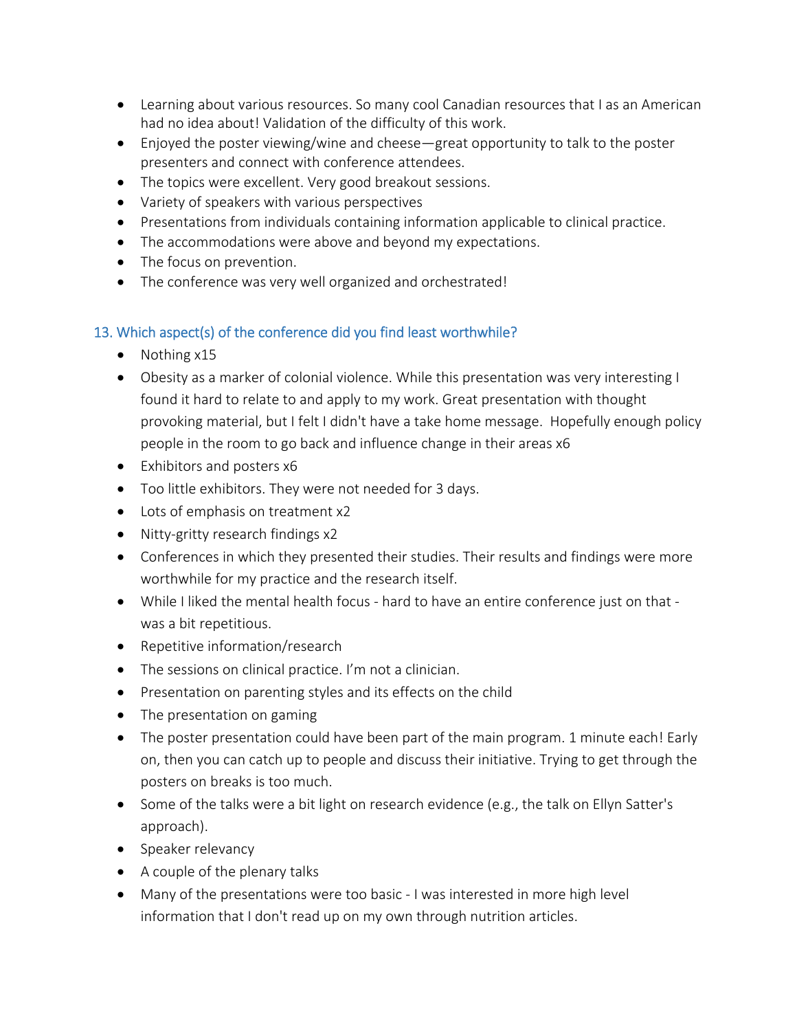- Learning about various resources. So many cool Canadian resources that I as an American had no idea about! Validation of the difficulty of this work.
- Enjoyed the poster viewing/wine and cheese—great opportunity to talk to the poster presenters and connect with conference attendees.
- The topics were excellent. Very good breakout sessions.
- Variety of speakers with various perspectives
- Presentations from individuals containing information applicable to clinical practice.
- The accommodations were above and beyond my expectations.
- The focus on prevention.
- The conference was very well organized and orchestrated!

### 13. Which aspect(s) of the conference did you find least worthwhile?

- Nothing x15
- Obesity as a marker of colonial violence. While this presentation was very interesting I found it hard to relate to and apply to my work. Great presentation with thought provoking material, but I felt I didn't have a take home message. Hopefully enough policy people in the room to go back and influence change in their areas x6
- Exhibitors and posters x6
- Too little exhibitors. They were not needed for 3 days.
- Lots of emphasis on treatment x2
- Nitty-gritty research findings x2
- Conferences in which they presented their studies. Their results and findings were more worthwhile for my practice and the research itself.
- While I liked the mental health focus - hard to have an entire conference just on that - was a bit repetitious.
- Repetitive information/research
- The sessions on clinical practice. I'm not a clinician.
- Presentation on parenting styles and its effects on the child
- The presentation on gaming
- The poster presentation could have been part of the main program. 1 minute each! Early on, then you can catch up to people and discuss their initiative. Trying to get through the posters on breaks is too much.
- Some of the talks were a bit light on research evidence (e.g., the talk on Ellyn Satter's approach).
- Speaker relevancy
- A couple of the plenary talks
- Many of the presentations were too basic - I was interested in more high level information that I don't read up on my own through nutrition articles.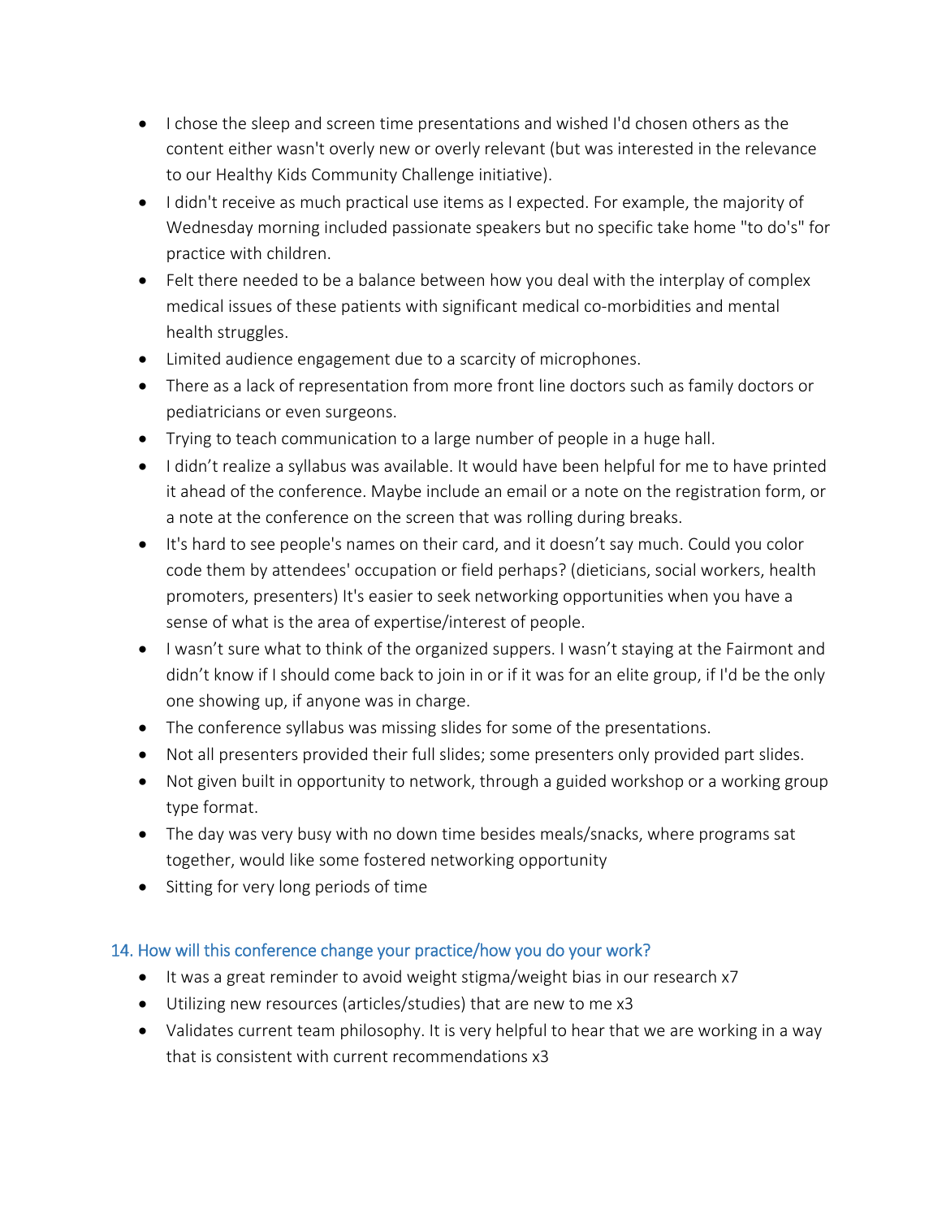- I chose the sleep and screen time presentations and wished I'd chosen others as the content either wasn't overly new or overly relevant (but was interested in the relevance to our Healthy Kids Community Challenge initiative).
- I didn't receive as much practical use items as I expected. For example, the majority of Wednesday morning included passionate speakers but no specific take home "to do's" for practice with children.
- Felt there needed to be a balance between how you deal with the interplay of complex medical issues of these patients with significant medical co-morbidities and mental health struggles.
- Limited audience engagement due to a scarcity of microphones.
- There as a lack of representation from more front line doctors such as family doctors or pediatricians or even surgeons.
- Trying to teach communication to a large number of people in a huge hall.
- I didn't realize a syllabus was available. It would have been helpful for me to have printed it ahead of the conference. Maybe include an email or a note on the registration form, or a note at the conference on the screen that was rolling during breaks.
- It's hard to see people's names on their card, and it doesn't say much. Could you color code them by attendees' occupation or field perhaps? (dieticians, social workers, health promoters, presenters) It's easier to seek networking opportunities when you have a sense of what is the area of expertise/interest of people.
- I wasn't sure what to think of the organized suppers. I wasn't staying at the Fairmont and didn't know if I should come back to join in or if it was for an elite group, if I'd be the only one showing up, if anyone was in charge.
- The conference syllabus was missing slides for some of the presentations.
- Not all presenters provided their full slides; some presenters only provided part slides.
- Not given built in opportunity to network, through a guided workshop or a working group type format.
- The day was very busy with no down time besides meals/snacks, where programs sat together, would like some fostered networking opportunity
- Sitting for very long periods of time

### 14. How will this conference change your practice/how you do your work?

- It was a great reminder to avoid weight stigma/weight bias in our research x7
- Utilizing new resources (articles/studies) that are new to me x3
- Validates current team philosophy. It is very helpful to hear that we are working in a way that is consistent with current recommendations x3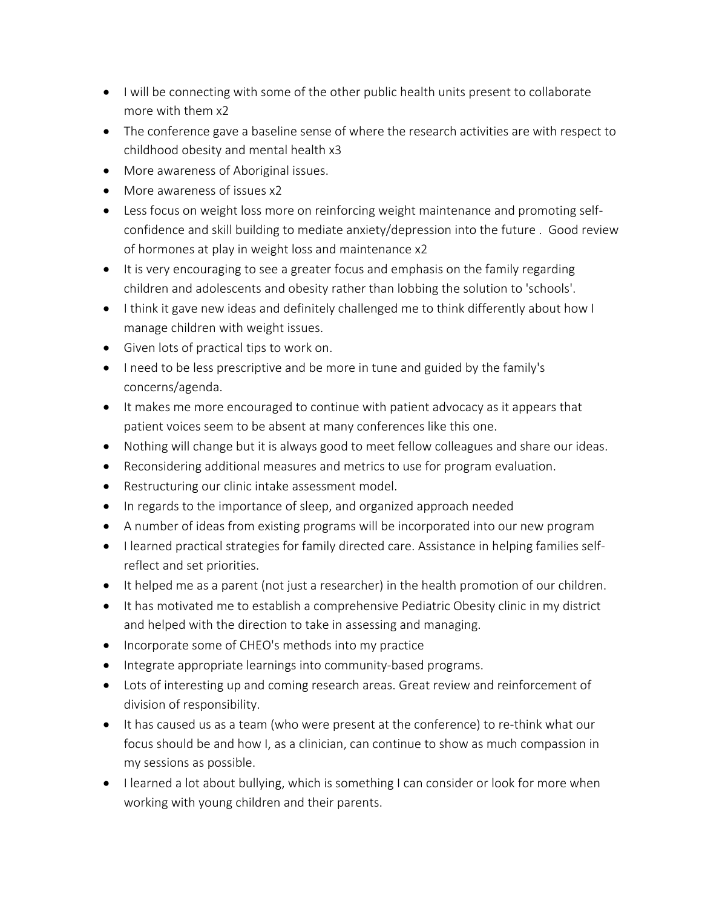- I will be connecting with some of the other public health units present to collaborate more with them x2
- The conference gave a baseline sense of where the research activities are with respect to childhood obesity and mental health x3
- More awareness of Aboriginal issues.
- More awareness of issues x2
- Less focus on weight loss more on reinforcing weight maintenance and promoting self-confidence and skill building to mediate anxiety/depression into the future . Good review of hormones at play in weight loss and maintenance x2
- It is very encouraging to see a greater focus and emphasis on the family regarding children and adolescents and obesity rather than lobbing the solution to 'schools'.
- I think it gave new ideas and definitely challenged me to think differently about how I manage children with weight issues.
- Given lots of practical tips to work on.
- I need to be less prescriptive and be more in tune and guided by the family's concerns/agenda.
- It makes me more encouraged to continue with patient advocacy as it appears that patient voices seem to be absent at many conferences like this one.
- Nothing will change but it is always good to meet fellow colleagues and share our ideas.
- Reconsidering additional measures and metrics to use for program evaluation.
- Restructuring our clinic intake assessment model.
- In regards to the importance of sleep, and organized approach needed
- A number of ideas from existing programs will be incorporated into our new program
- I learned practical strategies for family directed care. Assistance in helping families self-reflect and set priorities.
- It helped me as a parent (not just a researcher) in the health promotion of our children.
- It has motivated me to establish a comprehensive Pediatric Obesity clinic in my district and helped with the direction to take in assessing and managing.
- Incorporate some of CHEO's methods into my practice
- Integrate appropriate learnings into community-based programs.
- Lots of interesting up and coming research areas. Great review and reinforcement of division of responsibility.
- It has caused us as a team (who were present at the conference) to re-think what our focus should be and how I, as a clinician, can continue to show as much compassion in my sessions as possible.
- I learned a lot about bullying, which is something I can consider or look for more when working with young children and their parents.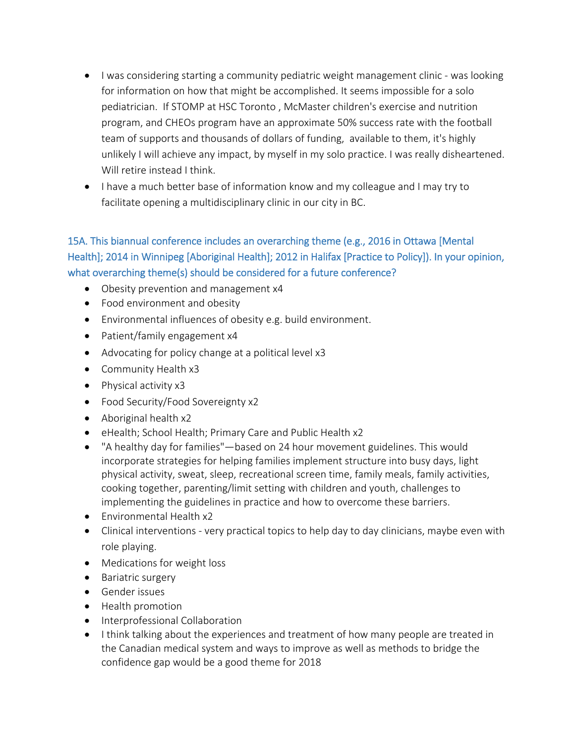- I was considering starting a community pediatric weight management clinic - was looking for information on how that might be accomplished. It seems impossible for a solo pediatrician. If STOMP at HSC Toronto , McMaster children's exercise and nutrition program, and CHEOs program have an approximate 50% success rate with the football team of supports and thousands of dollars of funding, available to them, it's highly unlikely I will achieve any impact, by myself in my solo practice. I was really disheartened. Will retire instead I think.
- I have a much better base of information know and my colleague and I may try to facilitate opening a multidisciplinary clinic in our city in BC.

### 15A. This biannual conference includes an overarching theme (e.g., 2016 in Ottawa [Mental Health]; 2014 in Winnipeg [Aboriginal Health]; 2012 in Halifax [Practice to Policy]). In your opinion, what overarching theme(s) should be considered for a future conference?

- Obesity prevention and management x4
- Food environment and obesity
- Environmental influences of obesity e.g. build environment.
- Patient/family engagement x4
- Advocating for policy change at a political level x3
- Community Health x3
- Physical activity x3
- Food Security/Food Sovereignty x2
- Aboriginal health x2
- eHealth; School Health; Primary Care and Public Health x2
- "A healthy day for families"—based on 24 hour movement guidelines. This would incorporate strategies for helping families implement structure into busy days, light physical activity, sweat, sleep, recreational screen time, family meals, family activities, cooking together, parenting/limit setting with children and youth, challenges to implementing the guidelines in practice and how to overcome these barriers.
- Environmental Health x2
- Clinical interventions - very practical topics to help day to day clinicians, maybe even with role playing.
- Medications for weight loss
- Bariatric surgery
- Gender issues
- Health promotion
- Interprofessional Collaboration
- I think talking about the experiences and treatment of how many people are treated in the Canadian medical system and ways to improve as well as methods to bridge the confidence gap would be a good theme for 2018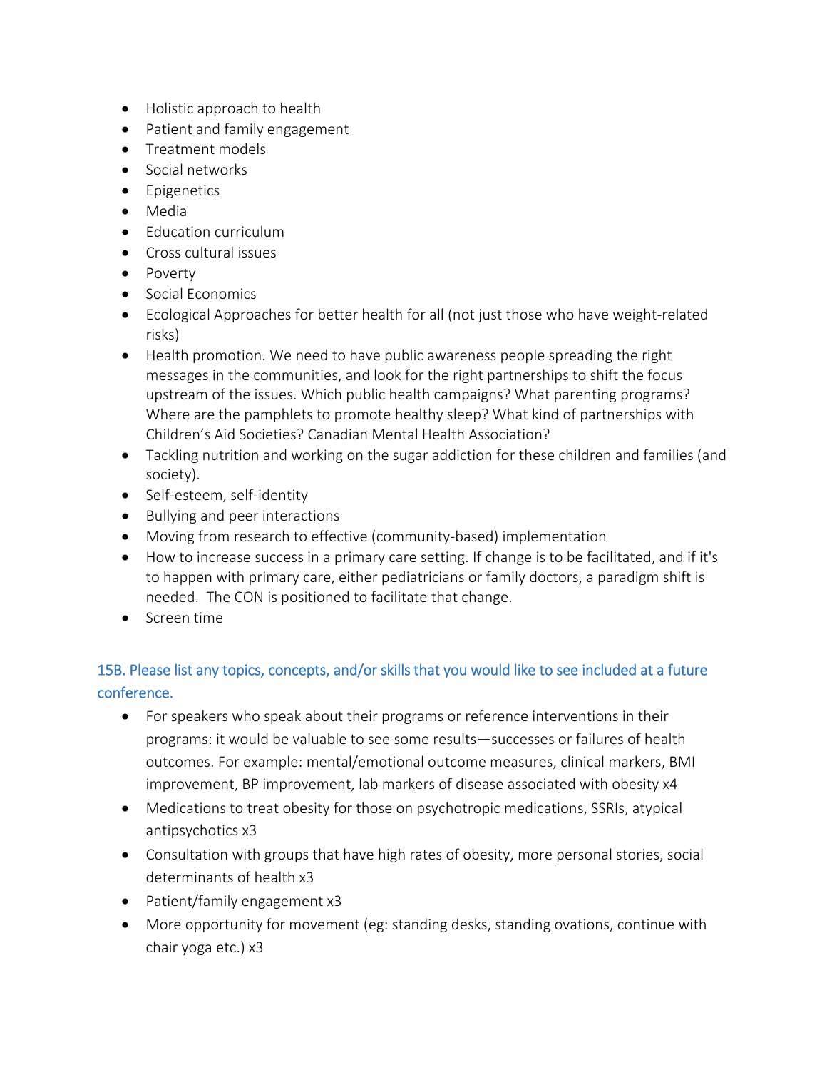- Holistic approach to health
- Patient and family engagement
- Treatment models
- Social networks
- Epigenetics
- Media
- Education curriculum
- Cross cultural issues
- Poverty
- Social Economics
- Ecological Approaches for better health for all (not just those who have weight-related risks)
- Health promotion. We need to have public awareness people spreading the right messages in the communities, and look for the right partnerships to shift the focus upstream of the issues. Which public health campaigns? What parenting programs? Where are the pamphlets to promote healthy sleep? What kind of partnerships with Children's Aid Societies? Canadian Mental Health Association?
- Tackling nutrition and working on the sugar addiction for these children and families (and society).
- Self-esteem, self-identity
- Bullying and peer interactions
- Moving from research to effective (community-based) implementation
- How to increase success in a primary care setting. If change is to be facilitated, and if it's to happen with primary care, either pediatricians or family doctors, a paradigm shift is needed. The CON is positioned to facilitate that change.
- Screen time

### 15B. Please list any topics, concepts, and/or skills that you would like to see included at a future conference.

- For speakers who speak about their programs or reference interventions in their programs: it would be valuable to see some results—successes or failures of health outcomes. For example: mental/emotional outcome measures, clinical markers, BMI improvement, BP improvement, lab markers of disease associated with obesity x4
- Medications to treat obesity for those on psychotropic medications, SSRIs, atypical antipsychotics x3
- Consultation with groups that have high rates of obesity, more personal stories, social determinants of health x3
- Patient/family engagement x3
- More opportunity for movement (eg: standing desks, standing ovations, continue with chair yoga etc.) x3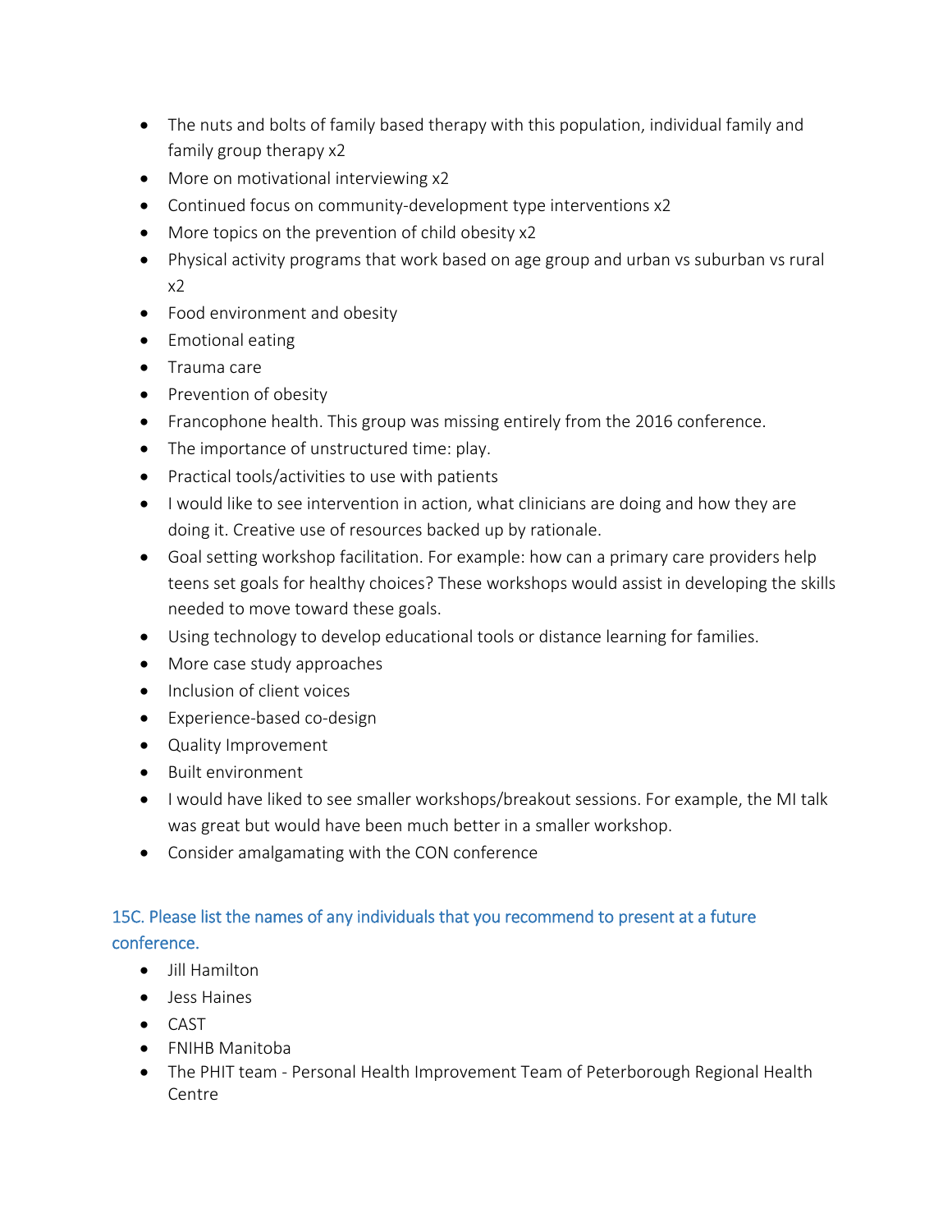- The nuts and bolts of family based therapy with this population, individual family and family group therapy x2
- More on motivational interviewing x2
- Continued focus on community-development type interventions x2
- More topics on the prevention of child obesity x2
- Physical activity programs that work based on age group and urban vs suburban vs rural x2
- Food environment and obesity
- Emotional eating
- Trauma care
- Prevention of obesity
- Francophone health. This group was missing entirely from the 2016 conference.
- The importance of unstructured time: play.
- Practical tools/activities to use with patients
- I would like to see intervention in action, what clinicians are doing and how they are doing it. Creative use of resources backed up by rationale.
- Goal setting workshop facilitation. For example: how can a primary care providers help teens set goals for healthy choices? These workshops would assist in developing the skills needed to move toward these goals.
- Using technology to develop educational tools or distance learning for families.
- More case study approaches
- Inclusion of client voices
- Experience-based co-design
- Quality Improvement
- Built environment
- I would have liked to see smaller workshops/breakout sessions. For example, the MI talk was great but would have been much better in a smaller workshop.
- Consider amalgamating with the CON conference

### 15C. Please list the names of any individuals that you recommend to present at a future conference.

- Jill Hamilton
- Jess Haines
- CAST
- FNIHB Manitoba
- The PHIT team - Personal Health Improvement Team of Peterborough Regional Health Centre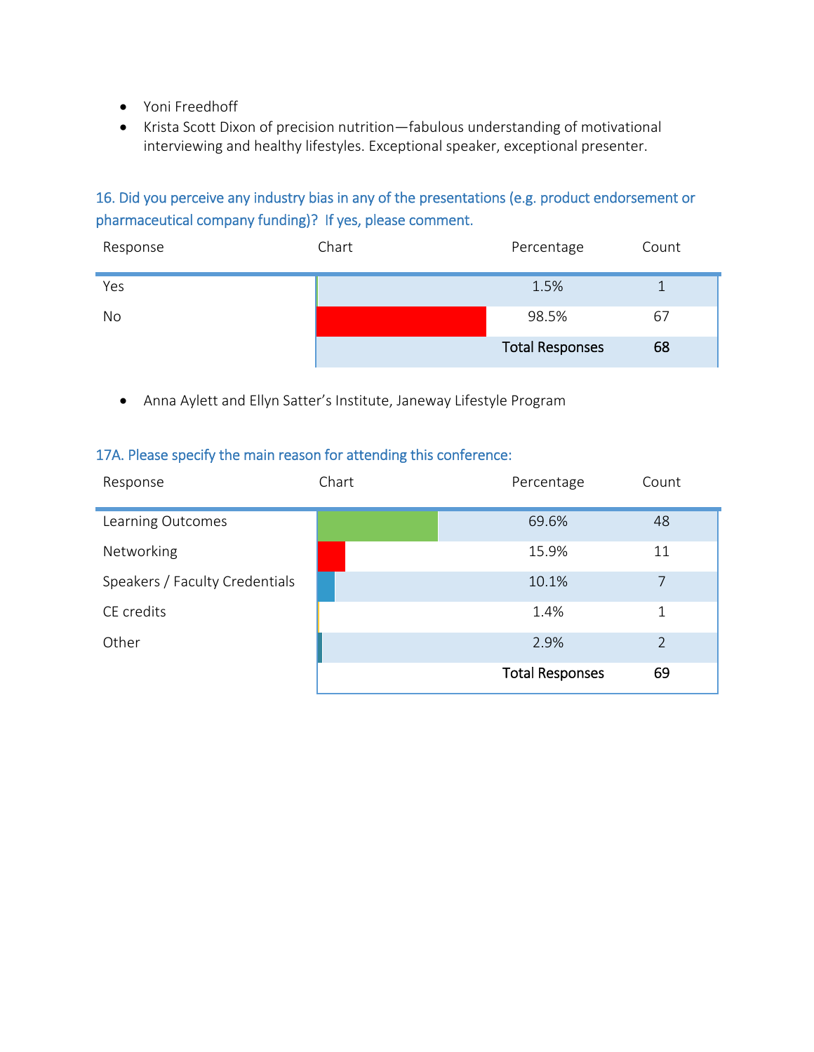- Yoni Freedhoff
- Krista Scott Dixon of precision nutrition—fabulous understanding of motivational interviewing and healthy lifestyles. Exceptional speaker, exceptional presenter.

### 16. Did you perceive any industry bias in any of the presentations (e.g. product endorsement or pharmaceutical company funding)? If yes, please comment.

| Response | Chart | Percentage | Count |
|---|---|---|---|
| Yes | | 1.5% | 1 |
| No | | 98.5% | 67 |
| | | **Total Responses** | **68** |

- Anna Aylett and Ellyn Satter's Institute, Janeway Lifestyle Program

### 17A. Please specify the main reason for attending this conference:

| Response | Chart | Percentage | Count |
|---|---|---|---|
| Learning Outcomes | | 69.6% | 48 |
| Networking | | 15.9% | 11 |
| Speakers / Faculty Credentials | | 10.1% | 7 |
| CE credits | | 1.4% | 1 |
| Other | | 2.9% | 2 |
| | | **Total Responses** | **69** |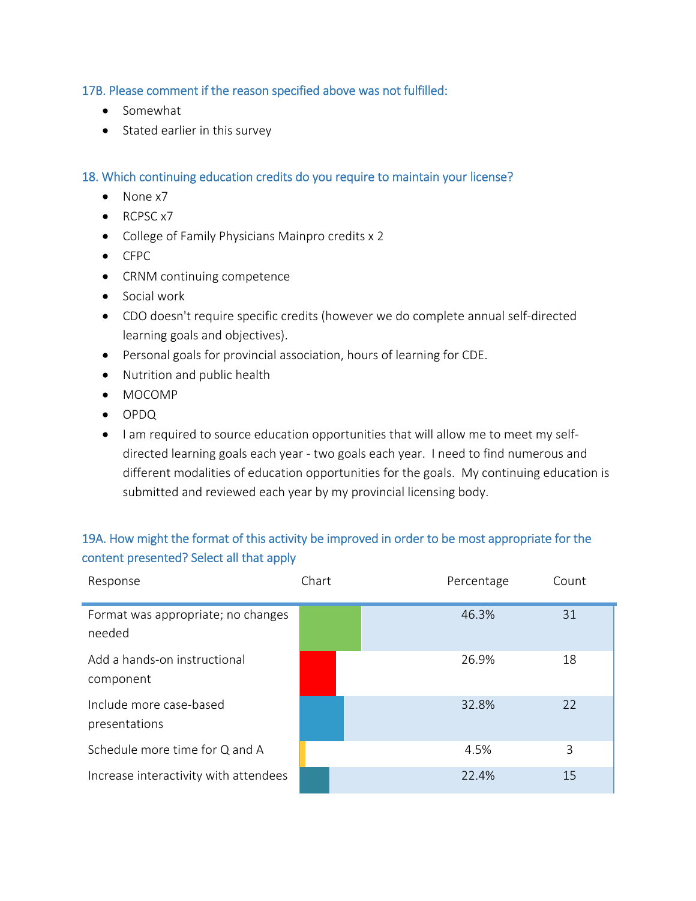### 17B. Please comment if the reason specified above was not fulfilled:

- Somewhat
- Stated earlier in this survey

### 18. Which continuing education credits do you require to maintain your license?

- None x7
- RCPSC x7
- College of Family Physicians Mainpro credits x 2
- CFPC
- CRNM continuing competence
- Social work
- CDO doesn't require specific credits (however we do complete annual self-directed learning goals and objectives).
- Personal goals for provincial association, hours of learning for CDE.
- Nutrition and public health
- MOCOMP
- OPDQ
- I am required to source education opportunities that will allow me to meet my self-directed learning goals each year - two goals each year. I need to find numerous and different modalities of education opportunities for the goals. My continuing education is submitted and reviewed each year by my provincial licensing body.

### 19A. How might the format of this activity be improved in order to be most appropriate for the content presented? Select all that apply

| Response | Chart | Percentage | Count |
|---|---|---|---|
| Format was appropriate; no changes needed | | 46.3% | 31 |
| Add a hands-on instructional component | | 26.9% | 18 |
| Include more case-based presentations | | 32.8% | 22 |
| Schedule more time for Q and A | | 4.5% | 3 |
| Increase interactivity with attendees | | 22.4% | 15 |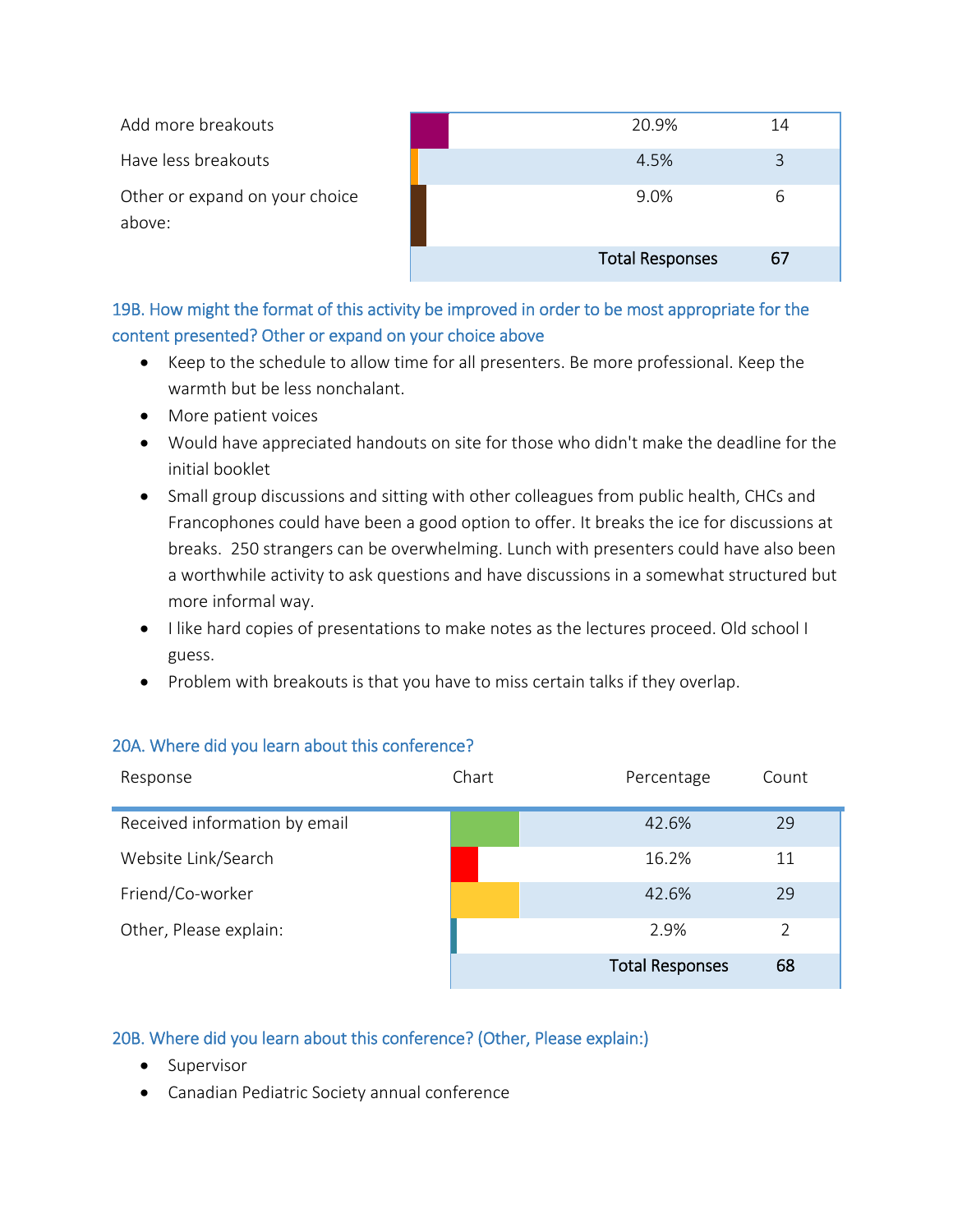| Response | Chart | Percentage | Count |
|---|---|---|---|
| Add more breakouts | | 20.9% | 14 |
| Have less breakouts | | 4.5% | 3 |
| Other or expand on your choice above: | | 9.0% | 6 |
| | | Total Responses | 67 |

### 19B. How might the format of this activity be improved in order to be most appropriate for the content presented? Other or expand on your choice above

- Keep to the schedule to allow time for all presenters. Be more professional. Keep the warmth but be less nonchalant.
- More patient voices
- Would have appreciated handouts on site for those who didn't make the deadline for the initial booklet
- Small group discussions and sitting with other colleagues from public health, CHCs and Francophones could have been a good option to offer. It breaks the ice for discussions at breaks. 250 strangers can be overwhelming. Lunch with presenters could have also been a worthwhile activity to ask questions and have discussions in a somewhat structured but more informal way.
- I like hard copies of presentations to make notes as the lectures proceed. Old school I guess.
- Problem with breakouts is that you have to miss certain talks if they overlap.

### 20A. Where did you learn about this conference?

| Response | Chart | Percentage | Count |
|---|---|---|---|
| Received information by email | | 42.6% | 29 |
| Website Link/Search | | 16.2% | 11 |
| Friend/Co-worker | | 42.6% | 29 |
| Other, Please explain: | | 2.9% | 2 |
| | | Total Responses | 68 |

### 20B. Where did you learn about this conference? (Other, Please explain:)

- Supervisor
- Canadian Pediatric Society annual conference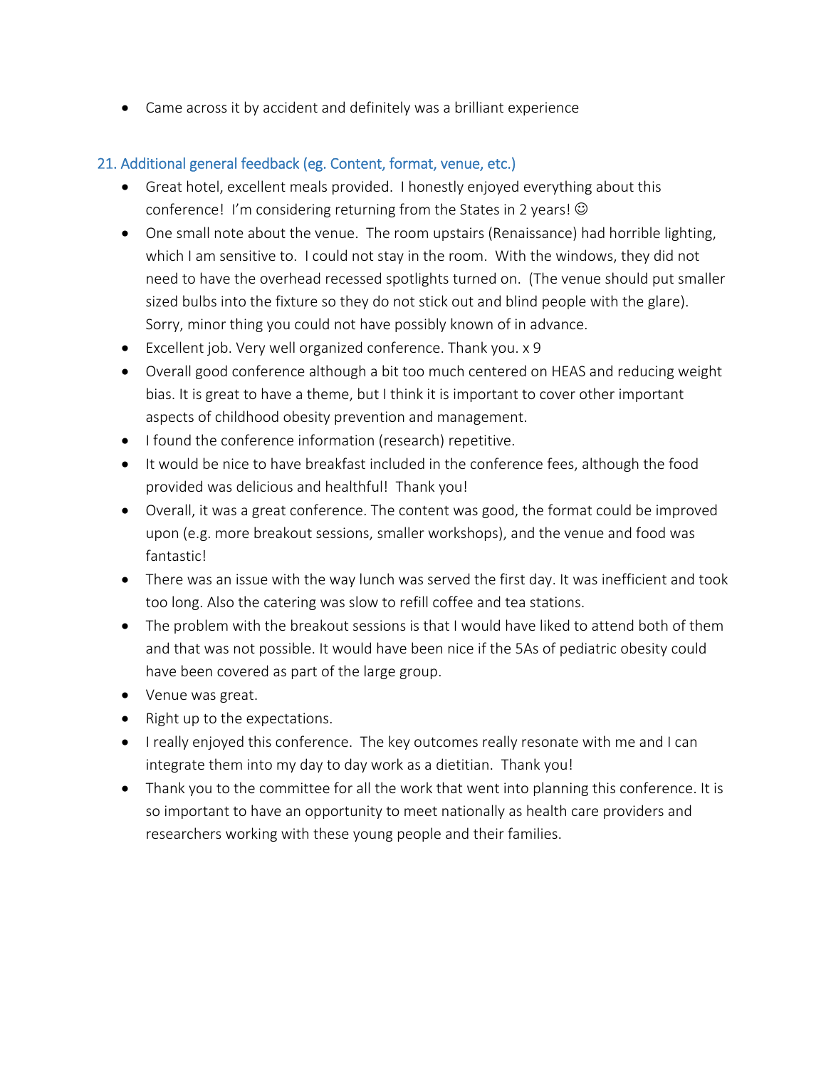- Came across it by accident and definitely was a brilliant experience

### 21. Additional general feedback (eg. Content, format, venue, etc.)

- Great hotel, excellent meals provided. I honestly enjoyed everything about this conference! I'm considering returning from the States in 2 years! ☺
- One small note about the venue. The room upstairs (Renaissance) had horrible lighting, which I am sensitive to. I could not stay in the room. With the windows, they did not need to have the overhead recessed spotlights turned on. (The venue should put smaller sized bulbs into the fixture so they do not stick out and blind people with the glare). Sorry, minor thing you could not have possibly known of in advance.
- Excellent job. Very well organized conference. Thank you. x 9
- Overall good conference although a bit too much centered on HEAS and reducing weight bias. It is great to have a theme, but I think it is important to cover other important aspects of childhood obesity prevention and management.
- I found the conference information (research) repetitive.
- It would be nice to have breakfast included in the conference fees, although the food provided was delicious and healthful! Thank you!
- Overall, it was a great conference. The content was good, the format could be improved upon (e.g. more breakout sessions, smaller workshops), and the venue and food was fantastic!
- There was an issue with the way lunch was served the first day. It was inefficient and took too long. Also the catering was slow to refill coffee and tea stations.
- The problem with the breakout sessions is that I would have liked to attend both of them and that was not possible. It would have been nice if the 5As of pediatric obesity could have been covered as part of the large group.
- Venue was great.
- Right up to the expectations.
- I really enjoyed this conference. The key outcomes really resonate with me and I can integrate them into my day to day work as a dietitian. Thank you!
- Thank you to the committee for all the work that went into planning this conference. It is so important to have an opportunity to meet nationally as health care providers and researchers working with these young people and their families.